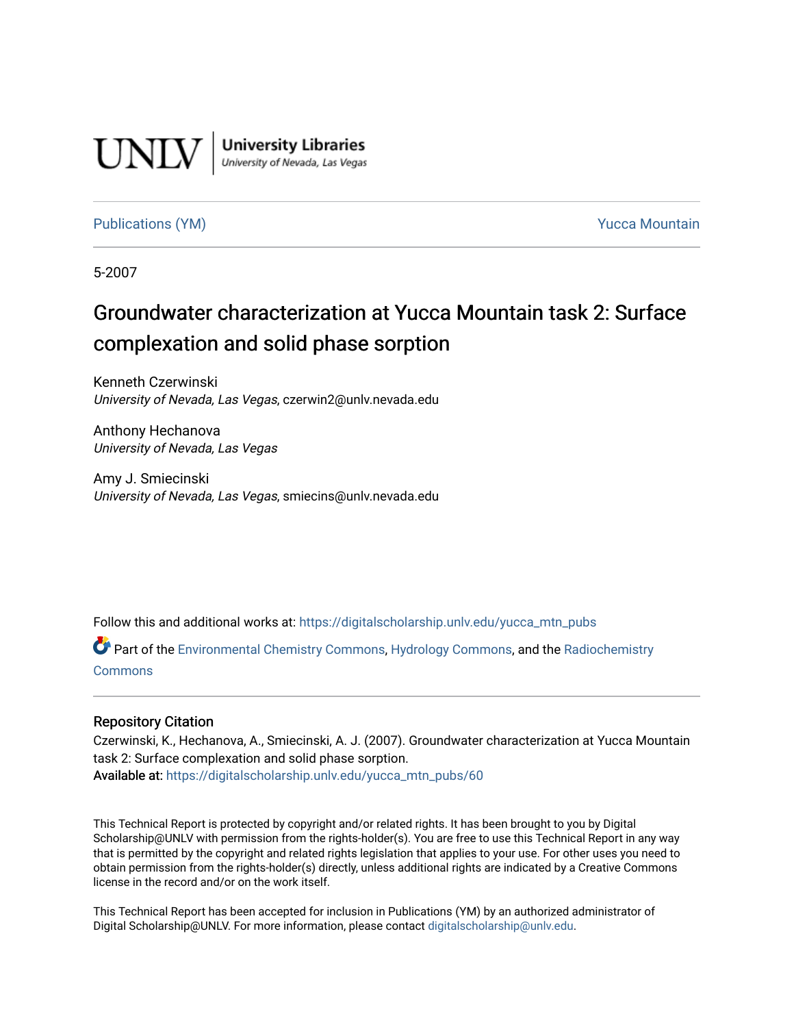UNLV | University Libraries
University of Nevada, Las Vegas

Publications (YM) | Yucca Mountain

5-2007

# Groundwater characterization at Yucca Mountain task 2: Surface complexation and solid phase sorption

Kenneth Czerwinski
*University of Nevada, Las Vegas*, czerwin2@unlv.nevada.edu

Anthony Hechanova
*University of Nevada, Las Vegas*

Amy J. Smiecinski
*University of Nevada, Las Vegas*, smiecins@unlv.nevada.edu

Follow this and additional works at: https://digitalscholarship.unlv.edu/yucca_mtn_pubs

Part of the Environmental Chemistry Commons, Hydrology Commons, and the Radiochemistry Commons

## Repository Citation

Czerwinski, K., Hechanova, A., Smiecinski, A. J. (2007). Groundwater characterization at Yucca Mountain task 2: Surface complexation and solid phase sorption.
Available at: https://digitalscholarship.unlv.edu/yucca_mtn_pubs/60

This Technical Report is protected by copyright and/or related rights. It has been brought to you by Digital Scholarship@UNLV with permission from the rights-holder(s). You are free to use this Technical Report in any way that is permitted by the copyright and related rights legislation that applies to your use. For other uses you need to obtain permission from the rights-holder(s) directly, unless additional rights are indicated by a Creative Commons license in the record and/or on the work itself.

This Technical Report has been accepted for inclusion in Publications (YM) by an authorized administrator of Digital Scholarship@UNLV. For more information, please contact digitalscholarship@unlv.edu.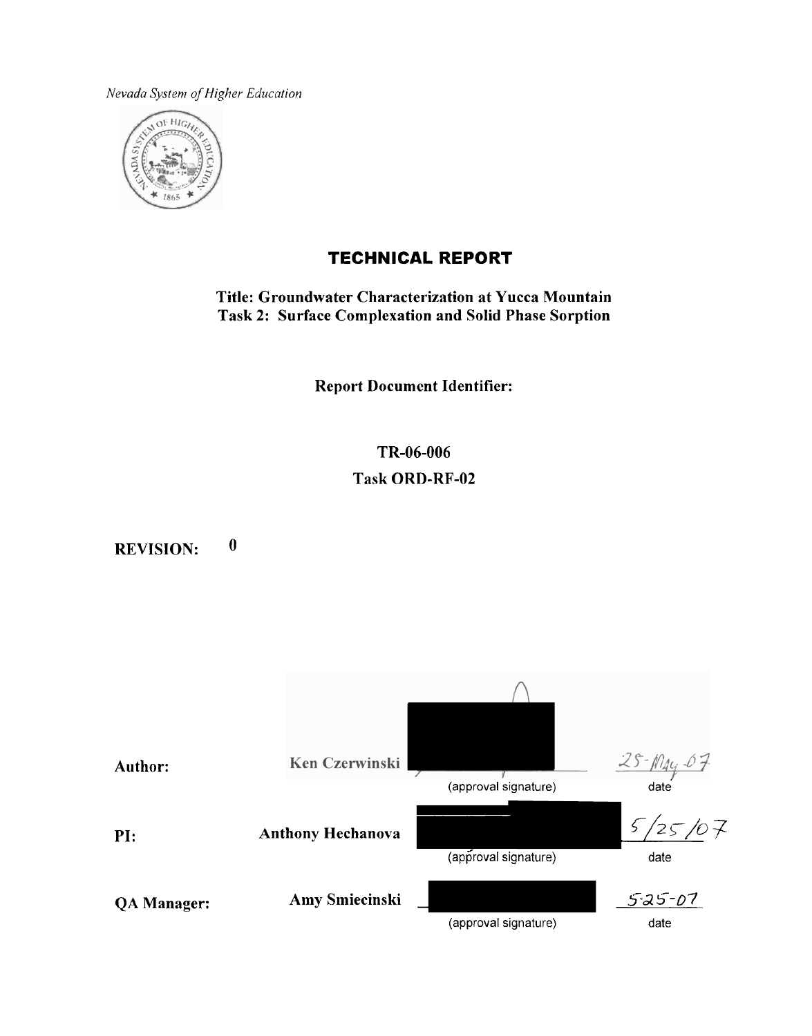*Nevada System of Higher Education*

# TECHNICAL REPORT

**Title: Groundwater Characterization at Yucca Mountain**
**Task 2: Surface Complexation and Solid Phase Sorption**

**Report Document Identifier:**

**TR-06-006**

**Task ORD-RF-02**

**REVISION: 0**

| | | | |
|---|---|---|---|
| **Author:** | Ken Czerwinski | (approval signature) | 25-May-07 date |
| **PI:** | **Anthony Hechanova** | (approval signature) | 5/25/07 date |
| **QA Manager:** | **Amy Smiecinski** | (approval signature) | 5-25-07 date |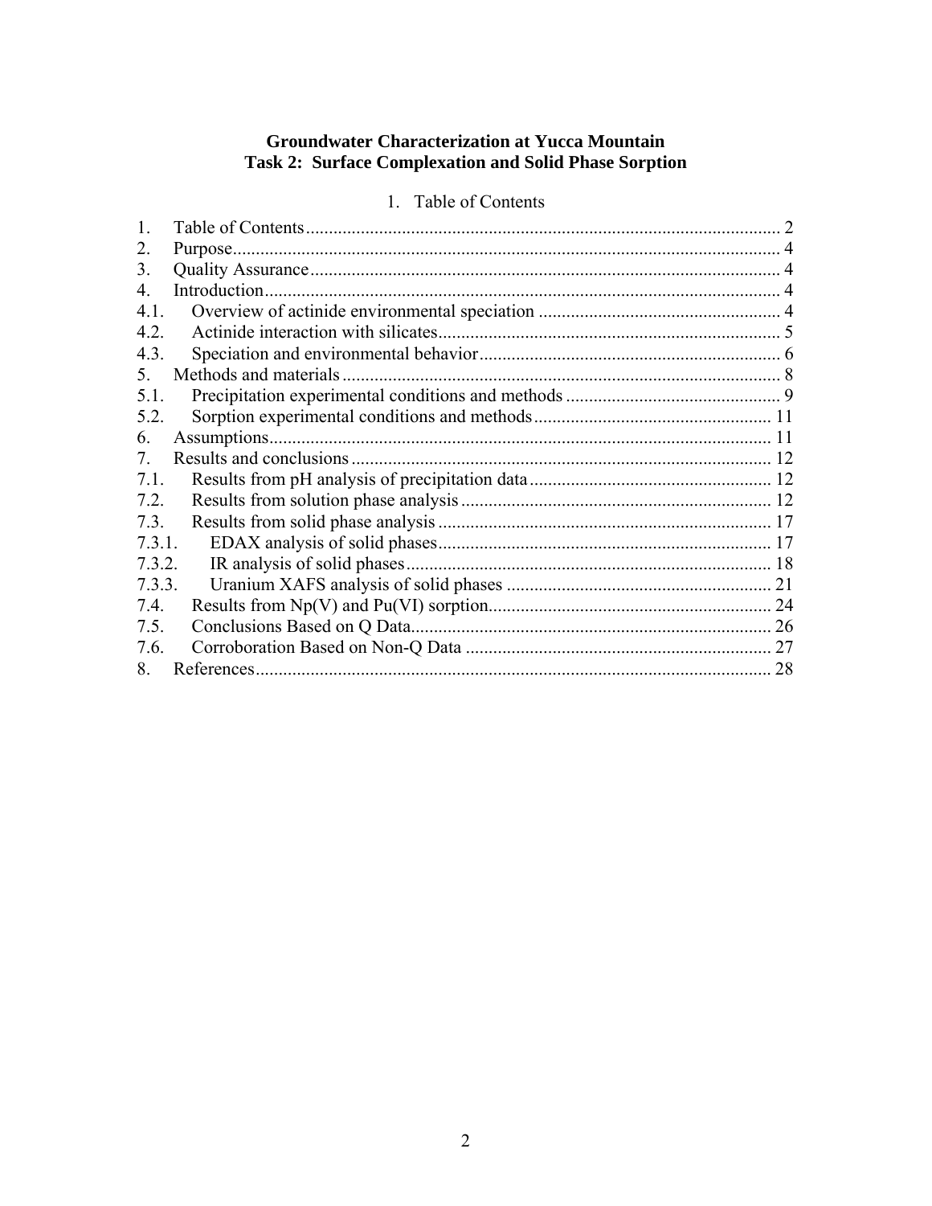**Groundwater Characterization at Yucca Mountain**
**Task 2: Surface Complexation and Solid Phase Sorption**

# 1. Table of Contents

1. Table of Contents ........ 2
2. Purpose ........ 4
3. Quality Assurance ........ 4
4. Introduction ........ 4
4.1. Overview of actinide environmental speciation ........ 4
4.2. Actinide interaction with silicates ........ 5
4.3. Speciation and environmental behavior ........ 6
5. Methods and materials ........ 8
5.1. Precipitation experimental conditions and methods ........ 9
5.2. Sorption experimental conditions and methods ........ 11
6. Assumptions ........ 11
7. Results and conclusions ........ 12
7.1. Results from pH analysis of precipitation data ........ 12
7.2. Results from solution phase analysis ........ 12
7.3. Results from solid phase analysis ........ 17
7.3.1. EDAX analysis of solid phases ........ 17
7.3.2. IR analysis of solid phases ........ 18
7.3.3. Uranium XAFS analysis of solid phases ........ 21
7.4. Results from Np(V) and Pu(VI) sorption ........ 24
7.5. Conclusions Based on Q Data ........ 26
7.6. Corroboration Based on Non-Q Data ........ 27
8. References ........ 28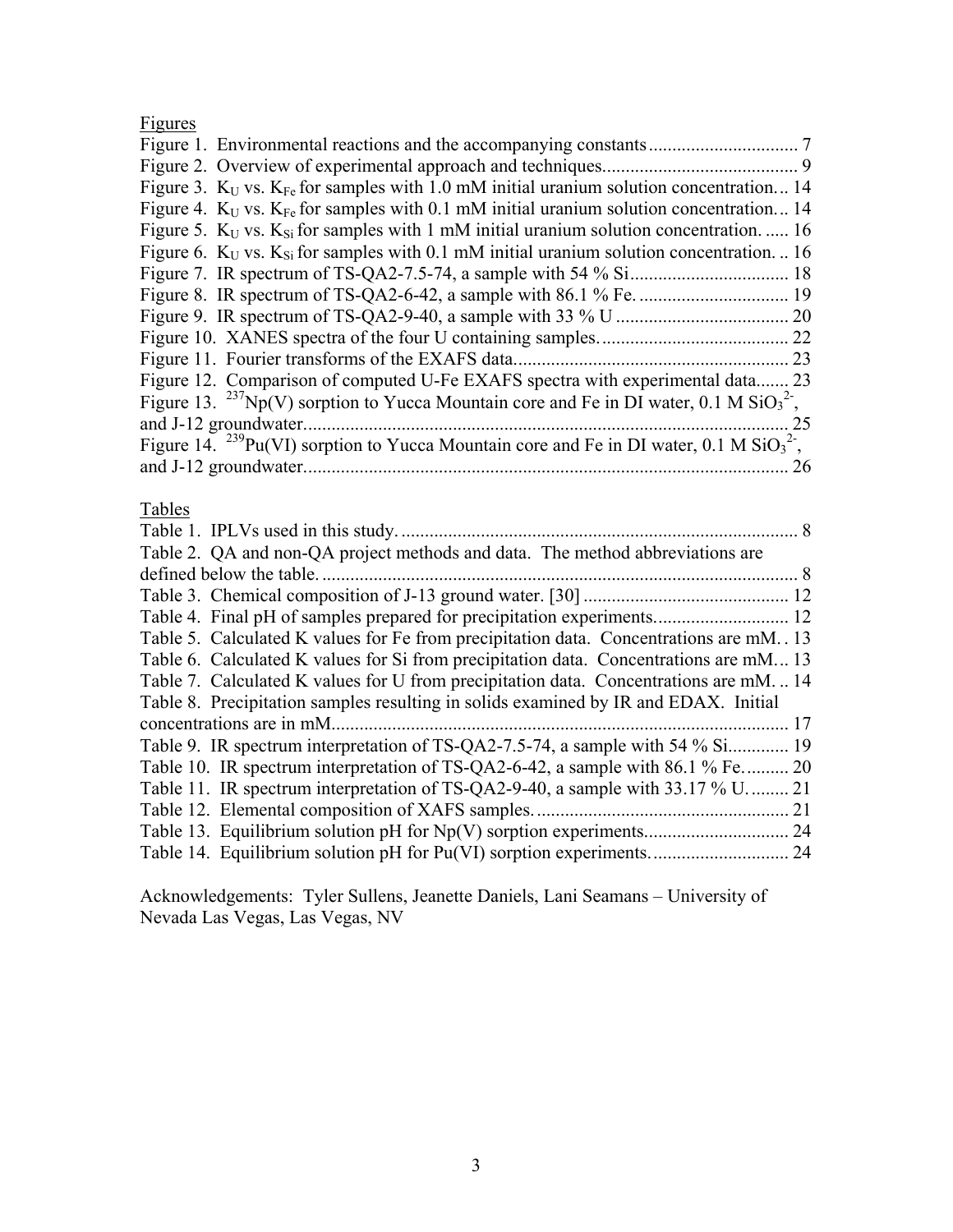Figures

Figure 1. Environmental reactions and the accompanying constants ................................ 7
Figure 2. Overview of experimental approach and techniques.......................................... 9
Figure 3. $K_U$ vs. $K_{Fe}$ for samples with 1.0 mM initial uranium solution concentration... 14
Figure 4. $K_U$ vs. $K_{Fe}$ for samples with 0.1 mM initial uranium solution concentration... 14
Figure 5. $K_U$ vs. $K_{Si}$ for samples with 1 mM initial uranium solution concentration. ..... 16
Figure 6. $K_U$ vs. $K_{Si}$ for samples with 0.1 mM initial uranium solution concentration. .. 16
Figure 7. IR spectrum of TS-QA2-7.5-74, a sample with 54 % Si.................................. 18
Figure 8. IR spectrum of TS-QA2-6-42, a sample with 86.1 % Fe. ................................ 19
Figure 9. IR spectrum of TS-QA2-9-40, a sample with 33 % U ..................................... 20
Figure 10. XANES spectra of the four U containing samples. ........................................ 22
Figure 11. Fourier transforms of the EXAFS data........................................................... 23
Figure 12. Comparison of computed U-Fe EXAFS spectra with experimental data....... 23
Figure 13. $^{237}Np(V)$ sorption to Yucca Mountain core and Fe in DI water, 0.1 M $SiO_3^{2-}$, and J-12 groundwater.......................................................................................................... 25
Figure 14. $^{239}Pu(VI)$ sorption to Yucca Mountain core and Fe in DI water, 0.1 M $SiO_3^{2-}$, and J-12 groundwater.......................................................................................................... 26

Tables

Table 1. IPLVs used in this study. .................................................................................... 8
Table 2. QA and non-QA project methods and data. The method abbreviations are defined below the table. ..................................................................................................... 8
Table 3. Chemical composition of J-13 ground water. [30] ............................................ 12
Table 4. Final pH of samples prepared for precipitation experiments............................. 12
Table 5. Calculated K values for Fe from precipitation data. Concentrations are mM. . 13
Table 6. Calculated K values for Si from precipitation data. Concentrations are mM... 13
Table 7. Calculated K values for U from precipitation data. Concentrations are mM. .. 14
Table 8. Precipitation samples resulting in solids examined by IR and EDAX. Initial concentrations are in mM.................................................................................................. 17
Table 9. IR spectrum interpretation of TS-QA2-7.5-74, a sample with 54 % Si............. 19
Table 10. IR spectrum interpretation of TS-QA2-6-42, a sample with 86.1 % Fe.......... 20
Table 11. IR spectrum interpretation of TS-QA2-9-40, a sample with 33.17 % U......... 21
Table 12. Elemental composition of XAFS samples. ...................................................... 21
Table 13. Equilibrium solution pH for Np(V) sorption experiments............................... 24
Table 14. Equilibrium solution pH for Pu(VI) sorption experiments. ............................. 24

Acknowledgements: Tyler Sullens, Jeanette Daniels, Lani Seamans – University of Nevada Las Vegas, Las Vegas, NV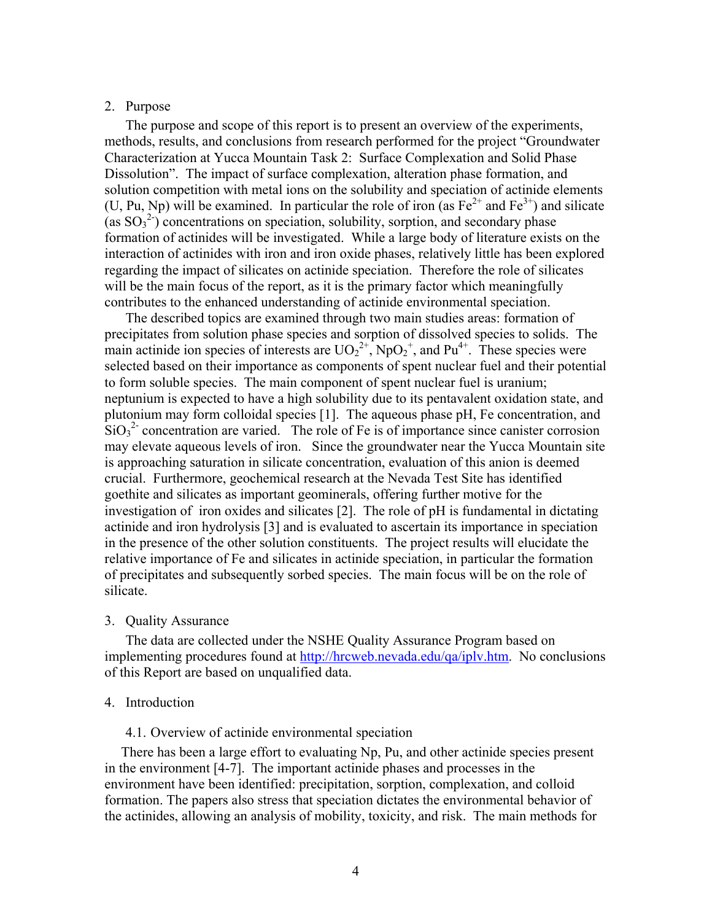## 2. Purpose

The purpose and scope of this report is to present an overview of the experiments, methods, results, and conclusions from research performed for the project "Groundwater Characterization at Yucca Mountain Task 2: Surface Complexation and Solid Phase Dissolution". The impact of surface complexation, alteration phase formation, and solution competition with metal ions on the solubility and speciation of actinide elements (U, Pu, Np) will be examined. In particular the role of iron (as $Fe^{2+}$ and $Fe^{3+}$) and silicate (as $SO_3^{2-}$) concentrations on speciation, solubility, sorption, and secondary phase formation of actinides will be investigated. While a large body of literature exists on the interaction of actinides with iron and iron oxide phases, relatively little has been explored regarding the impact of silicates on actinide speciation. Therefore the role of silicates will be the main focus of the report, as it is the primary factor which meaningfully contributes to the enhanced understanding of actinide environmental speciation.

The described topics are examined through two main studies areas: formation of precipitates from solution phase species and sorption of dissolved species to solids. The main actinide ion species of interests are $UO_2^{2+}$, $NpO_2^{+}$, and $Pu^{4+}$. These species were selected based on their importance as components of spent nuclear fuel and their potential to form soluble species. The main component of spent nuclear fuel is uranium; neptunium is expected to have a high solubility due to its pentavalent oxidation state, and plutonium may form colloidal species [1]. The aqueous phase pH, Fe concentration, and $SiO_3^{2-}$ concentration are varied. The role of Fe is of importance since canister corrosion may elevate aqueous levels of iron. Since the groundwater near the Yucca Mountain site is approaching saturation in silicate concentration, evaluation of this anion is deemed crucial. Furthermore, geochemical research at the Nevada Test Site has identified goethite and silicates as important geominerals, offering further motive for the investigation of iron oxides and silicates [2]. The role of pH is fundamental in dictating actinide and iron hydrolysis [3] and is evaluated to ascertain its importance in speciation in the presence of the other solution constituents. The project results will elucidate the relative importance of Fe and silicates in actinide speciation, in particular the formation of precipitates and subsequently sorbed species. The main focus will be on the role of silicate.

## 3. Quality Assurance

The data are collected under the NSHE Quality Assurance Program based on implementing procedures found at http://hrcweb.nevada.edu/qa/iplv.htm. No conclusions of this Report are based on unqualified data.

## 4. Introduction

### 4.1. Overview of actinide environmental speciation

There has been a large effort to evaluating Np, Pu, and other actinide species present in the environment [4-7]. The important actinide phases and processes in the environment have been identified: precipitation, sorption, complexation, and colloid formation. The papers also stress that speciation dictates the environmental behavior of the actinides, allowing an analysis of mobility, toxicity, and risk. The main methods for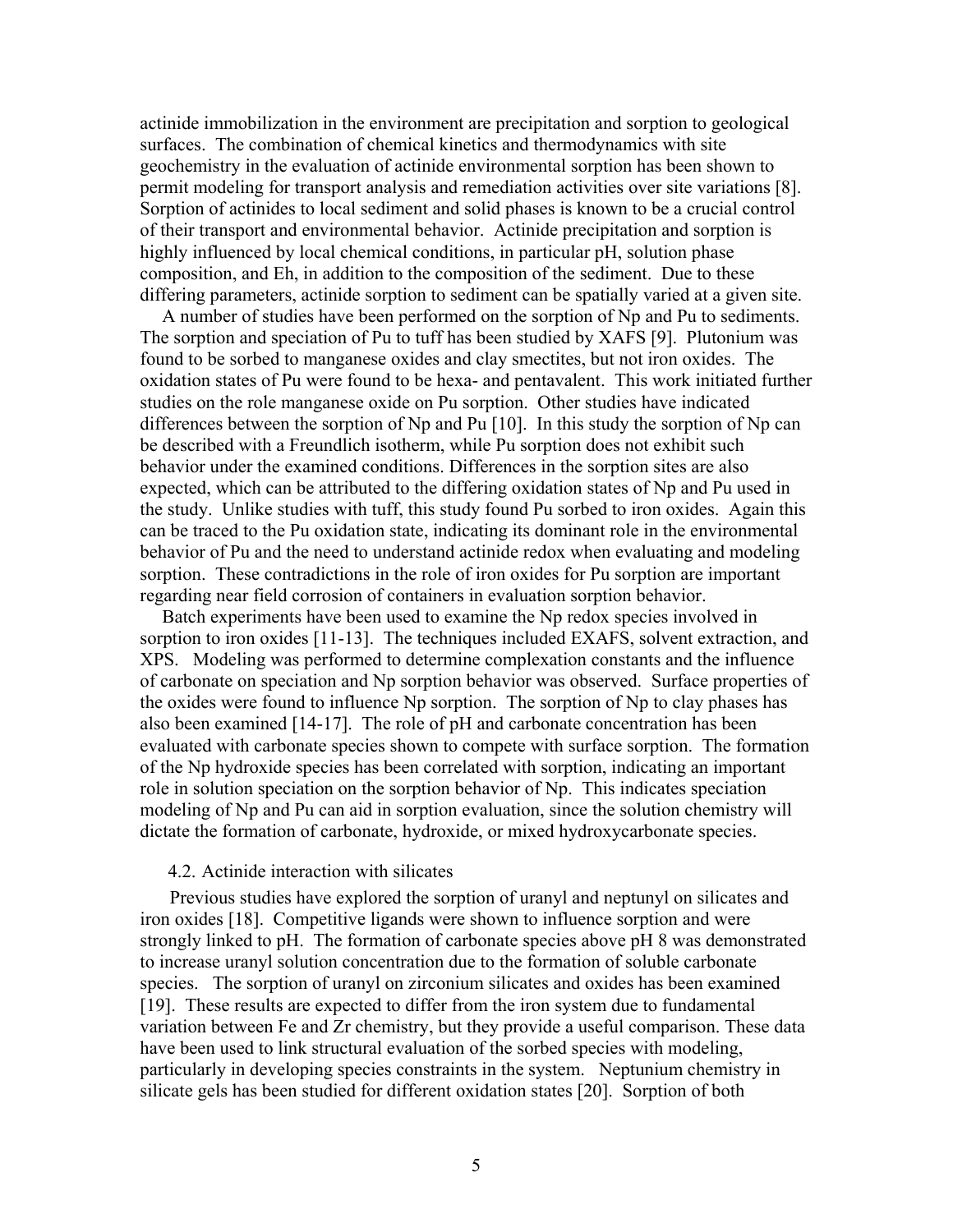actinide immobilization in the environment are precipitation and sorption to geological surfaces. The combination of chemical kinetics and thermodynamics with site geochemistry in the evaluation of actinide environmental sorption has been shown to permit modeling for transport analysis and remediation activities over site variations [8]. Sorption of actinides to local sediment and solid phases is known to be a crucial control of their transport and environmental behavior. Actinide precipitation and sorption is highly influenced by local chemical conditions, in particular pH, solution phase composition, and Eh, in addition to the composition of the sediment. Due to these differing parameters, actinide sorption to sediment can be spatially varied at a given site.

A number of studies have been performed on the sorption of Np and Pu to sediments. The sorption and speciation of Pu to tuff has been studied by XAFS [9]. Plutonium was found to be sorbed to manganese oxides and clay smectites, but not iron oxides. The oxidation states of Pu were found to be hexa- and pentavalent. This work initiated further studies on the role manganese oxide on Pu sorption. Other studies have indicated differences between the sorption of Np and Pu [10]. In this study the sorption of Np can be described with a Freundlich isotherm, while Pu sorption does not exhibit such behavior under the examined conditions. Differences in the sorption sites are also expected, which can be attributed to the differing oxidation states of Np and Pu used in the study. Unlike studies with tuff, this study found Pu sorbed to iron oxides. Again this can be traced to the Pu oxidation state, indicating its dominant role in the environmental behavior of Pu and the need to understand actinide redox when evaluating and modeling sorption. These contradictions in the role of iron oxides for Pu sorption are important regarding near field corrosion of containers in evaluation sorption behavior.

Batch experiments have been used to examine the Np redox species involved in sorption to iron oxides [11-13]. The techniques included EXAFS, solvent extraction, and XPS. Modeling was performed to determine complexation constants and the influence of carbonate on speciation and Np sorption behavior was observed. Surface properties of the oxides were found to influence Np sorption. The sorption of Np to clay phases has also been examined [14-17]. The role of pH and carbonate concentration has been evaluated with carbonate species shown to compete with surface sorption. The formation of the Np hydroxide species has been correlated with sorption, indicating an important role in solution speciation on the sorption behavior of Np. This indicates speciation modeling of Np and Pu can aid in sorption evaluation, since the solution chemistry will dictate the formation of carbonate, hydroxide, or mixed hydroxycarbonate species.

### 4.2. Actinide interaction with silicates

Previous studies have explored the sorption of uranyl and neptunyl on silicates and iron oxides [18]. Competitive ligands were shown to influence sorption and were strongly linked to pH. The formation of carbonate species above pH 8 was demonstrated to increase uranyl solution concentration due to the formation of soluble carbonate species. The sorption of uranyl on zirconium silicates and oxides has been examined [19]. These results are expected to differ from the iron system due to fundamental variation between Fe and Zr chemistry, but they provide a useful comparison. These data have been used to link structural evaluation of the sorbed species with modeling, particularly in developing species constraints in the system. Neptunium chemistry in silicate gels has been studied for different oxidation states [20]. Sorption of both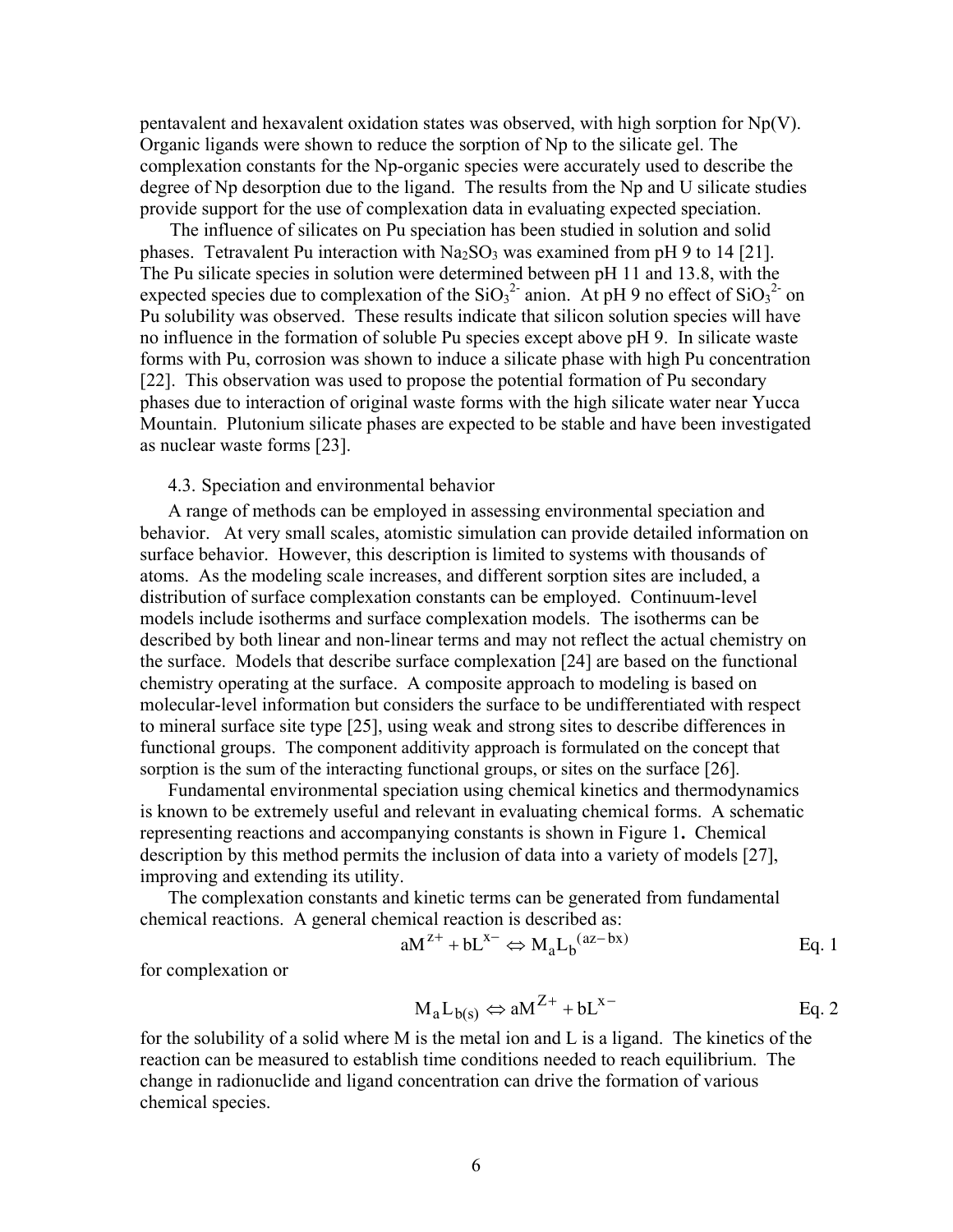pentavalent and hexavalent oxidation states was observed, with high sorption for Np(V). Organic ligands were shown to reduce the sorption of Np to the silicate gel. The complexation constants for the Np-organic species were accurately used to describe the degree of Np desorption due to the ligand. The results from the Np and U silicate studies provide support for the use of complexation data in evaluating expected speciation.

The influence of silicates on Pu speciation has been studied in solution and solid phases. Tetravalent Pu interaction with $Na_2SO_3$ was examined from pH 9 to 14 [21]. The Pu silicate species in solution were determined between pH 11 and 13.8, with the expected species due to complexation of the $SiO_3^{2-}$ anion. At pH 9 no effect of $SiO_3^{2-}$ on Pu solubility was observed. These results indicate that silicon solution species will have no influence in the formation of soluble Pu species except above pH 9. In silicate waste forms with Pu, corrosion was shown to induce a silicate phase with high Pu concentration [22]. This observation was used to propose the potential formation of Pu secondary phases due to interaction of original waste forms with the high silicate water near Yucca Mountain. Plutonium silicate phases are expected to be stable and have been investigated as nuclear waste forms [23].

### 4.3. Speciation and environmental behavior

A range of methods can be employed in assessing environmental speciation and behavior. At very small scales, atomistic simulation can provide detailed information on surface behavior. However, this description is limited to systems with thousands of atoms. As the modeling scale increases, and different sorption sites are included, a distribution of surface complexation constants can be employed. Continuum-level models include isotherms and surface complexation models. The isotherms can be described by both linear and non-linear terms and may not reflect the actual chemistry on the surface. Models that describe surface complexation [24] are based on the functional chemistry operating at the surface. A composite approach to modeling is based on molecular-level information but considers the surface to be undifferentiated with respect to mineral surface site type [25], using weak and strong sites to describe differences in functional groups. The component additivity approach is formulated on the concept that sorption is the sum of the interacting functional groups, or sites on the surface [26].

Fundamental environmental speciation using chemical kinetics and thermodynamics is known to be extremely useful and relevant in evaluating chemical forms. A schematic representing reactions and accompanying constants is shown in Figure 1**.** Chemical description by this method permits the inclusion of data into a variety of models [27], improving and extending its utility.

The complexation constants and kinetic terms can be generated from fundamental chemical reactions. A general chemical reaction is described as:

$$aM^{z+} + bL^{x-} \Leftrightarrow M_aL_b^{(az-bx)} \qquad \text{Eq. 1}$$

for complexation or

$$M_aL_{b(s)} \Leftrightarrow aM^{Z+} + bL^{x-} \qquad \text{Eq. 2}$$

for the solubility of a solid where M is the metal ion and L is a ligand. The kinetics of the reaction can be measured to establish time conditions needed to reach equilibrium. The change in radionuclide and ligand concentration can drive the formation of various chemical species.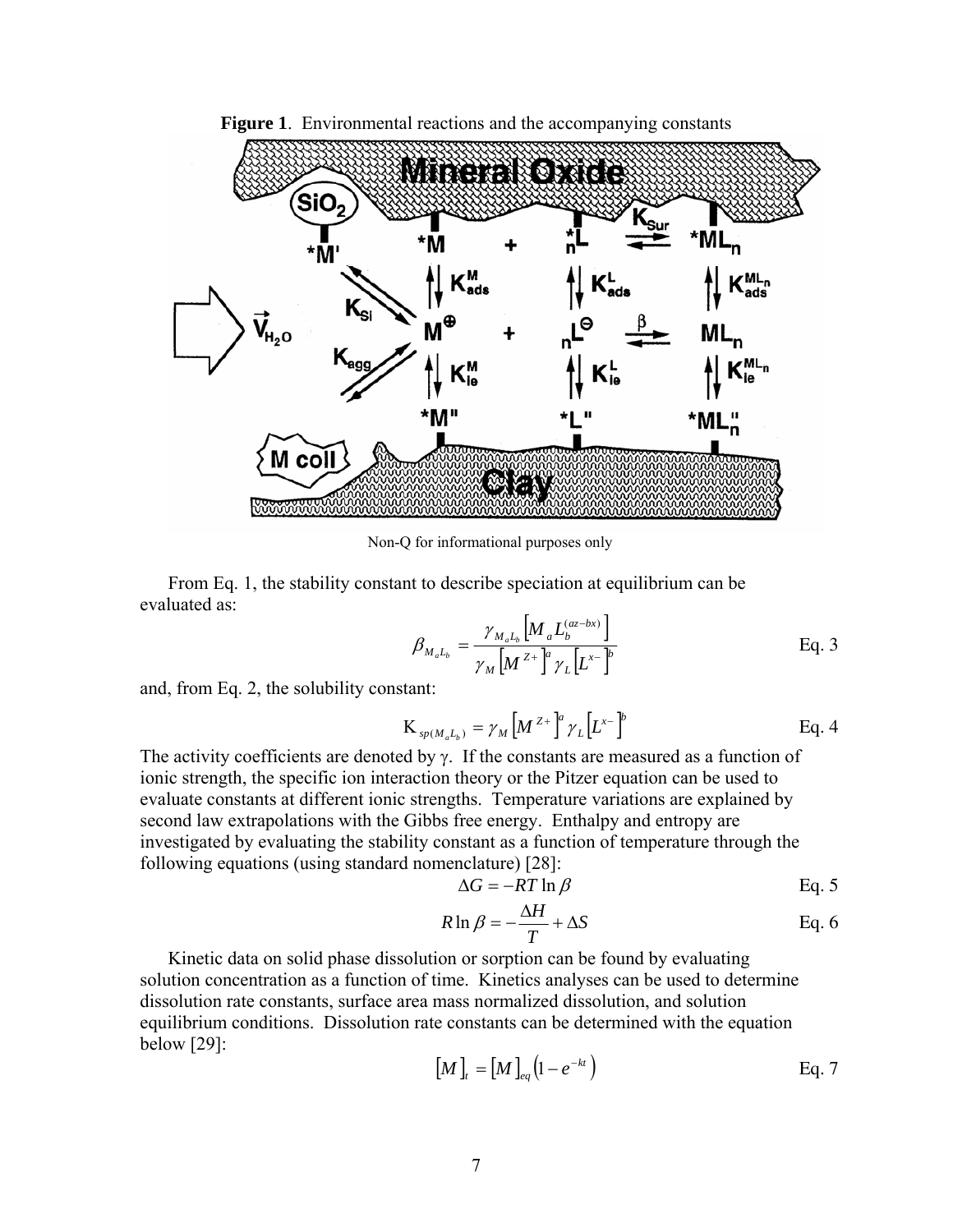**Figure 1**. Environmental reactions and the accompanying constants

Non-Q for informational purposes only

From Eq. 1, the stability constant to describe speciation at equilibrium can be evaluated as:

$$\beta_{M_aL_b} = \frac{\gamma_{M_aL_b}\left[M_aL_b^{(az-bx)}\right]}{\gamma_M\left[M^{Z+}\right]^a\gamma_L\left[L^{x-}\right]^b} \quad \text{Eq. 3}$$

and, from Eq. 2, the solubility constant:

$$\mathrm{K}_{sp(M_aL_b)} = \gamma_M\left[M^{Z+}\right]^a\gamma_L\left[L^{x-}\right]^b \quad \text{Eq. 4}$$

The activity coefficients are denoted by $\gamma$. If the constants are measured as a function of ionic strength, the specific ion interaction theory or the Pitzer equation can be used to evaluate constants at different ionic strengths. Temperature variations are explained by second law extrapolations with the Gibbs free energy. Enthalpy and entropy are investigated by evaluating the stability constant as a function of temperature through the following equations (using standard nomenclature) [28]:

$$\Delta G = -RT\ln\beta \quad \text{Eq. 5}$$

$$R\ln\beta = -\frac{\Delta H}{T} + \Delta S \quad \text{Eq. 6}$$

Kinetic data on solid phase dissolution or sorption can be found by evaluating solution concentration as a function of time. Kinetics analyses can be used to determine dissolution rate constants, surface area mass normalized dissolution, and solution equilibrium conditions. Dissolution rate constants can be determined with the equation below [29]:

$$[M]_t = [M]_{eq}\left(1-e^{-kt}\right) \quad \text{Eq. 7}$$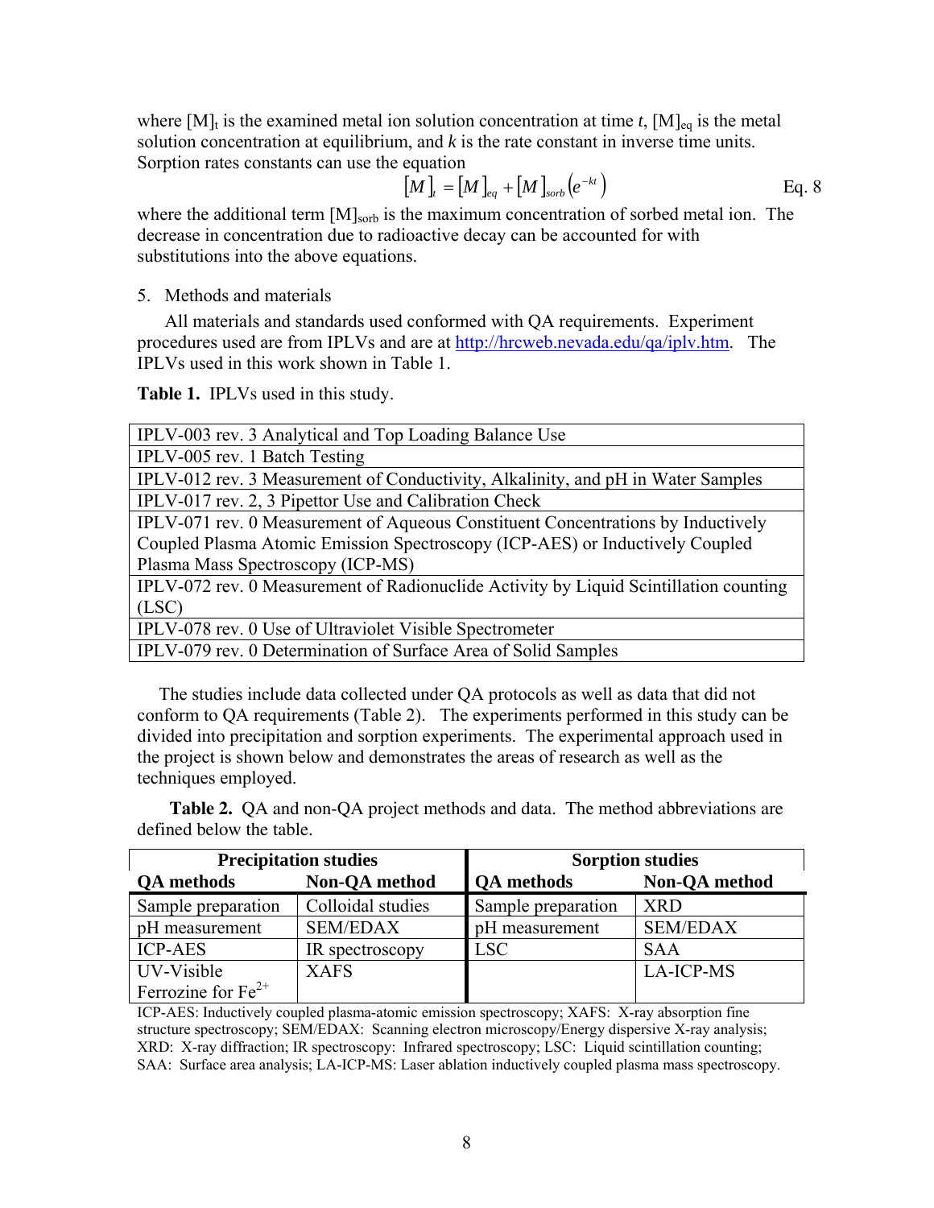where $[M]_t$ is the examined metal ion solution concentration at time *t*, $[M]_{eq}$ is the metal solution concentration at equilibrium, and *k* is the rate constant in inverse time units. Sorption rates constants can use the equation

$$[M]_t = [M]_{eq} + [M]_{sorb}\left(e^{-kt}\right) \qquad \text{Eq. 8}$$

where the additional term $[M]_{sorb}$ is the maximum concentration of sorbed metal ion. The decrease in concentration due to radioactive decay can be accounted for with substitutions into the above equations.

5. Methods and materials

All materials and standards used conformed with QA requirements. Experiment procedures used are from IPLVs and are at http://hrcweb.nevada.edu/qa/iplv.htm. The IPLVs used in this work shown in Table 1.

**Table 1.** IPLVs used in this study.

| IPLVs |
|---|
| IPLV-003 rev. 3 Analytical and Top Loading Balance Use |
| IPLV-005 rev. 1 Batch Testing |
| IPLV-012 rev. 3 Measurement of Conductivity, Alkalinity, and pH in Water Samples |
| IPLV-017 rev. 2, 3 Pipettor Use and Calibration Check |
| IPLV-071 rev. 0 Measurement of Aqueous Constituent Concentrations by Inductively Coupled Plasma Atomic Emission Spectroscopy (ICP-AES) or Inductively Coupled Plasma Mass Spectroscopy (ICP-MS) |
| IPLV-072 rev. 0 Measurement of Radionuclide Activity by Liquid Scintillation counting (LSC) |
| IPLV-078 rev. 0 Use of Ultraviolet Visible Spectrometer |
| IPLV-079 rev. 0 Determination of Surface Area of Solid Samples |

The studies include data collected under QA protocols as well as data that did not conform to QA requirements (Table 2). The experiments performed in this study can be divided into precipitation and sorption experiments. The experimental approach used in the project is shown below and demonstrates the areas of research as well as the techniques employed.

**Table 2.** QA and non-QA project methods and data. The method abbreviations are defined below the table.

| **Precipitation studies** | | **Sorption studies** | |
|---|---|---|---|
| **QA methods** | **Non-QA method** | **QA methods** | **Non-QA method** |
| Sample preparation | Colloidal studies | Sample preparation | XRD |
| pH measurement | SEM/EDAX | pH measurement | SEM/EDAX |
| ICP-AES | IR spectroscopy | LSC | SAA |
| UV-Visible Ferrozine for $Fe^{2+}$ | XAFS | | LA-ICP-MS |

ICP-AES: Inductively coupled plasma-atomic emission spectroscopy; XAFS: X-ray absorption fine structure spectroscopy; SEM/EDAX: Scanning electron microscopy/Energy dispersive X-ray analysis; XRD: X-ray diffraction; IR spectroscopy: Infrared spectroscopy; LSC: Liquid scintillation counting; SAA: Surface area analysis; LA-ICP-MS: Laser ablation inductively coupled plasma mass spectroscopy.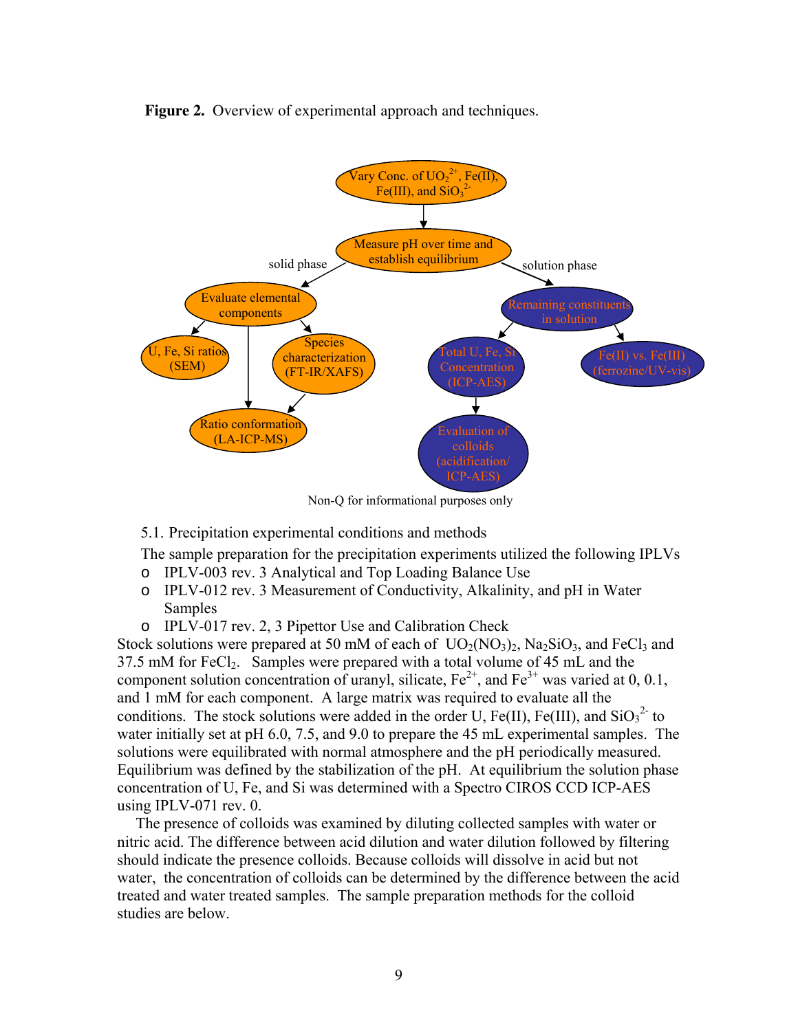**Figure 2.** Overview of experimental approach and techniques.

Non-Q for informational purposes only

5.1. Precipitation experimental conditions and methods

The sample preparation for the precipitation experiments utilized the following IPLVs

- IPLV-003 rev. 3 Analytical and Top Loading Balance Use
- IPLV-012 rev. 3 Measurement of Conductivity, Alkalinity, and pH in Water Samples
- IPLV-017 rev. 2, 3 Pipettor Use and Calibration Check

Stock solutions were prepared at 50 mM of each of $UO_2(NO_3)_2$, $Na_2SiO_3$, and $FeCl_3$ and 37.5 mM for $FeCl_2$. Samples were prepared with a total volume of 45 mL and the component solution concentration of uranyl, silicate, $Fe^{2+}$, and $Fe^{3+}$ was varied at 0, 0.1, and 1 mM for each component. A large matrix was required to evaluate all the conditions. The stock solutions were added in the order U, Fe(II), Fe(III), and $SiO_3^{2-}$ to water initially set at pH 6.0, 7.5, and 9.0 to prepare the 45 mL experimental samples. The solutions were equilibrated with normal atmosphere and the pH periodically measured. Equilibrium was defined by the stabilization of the pH. At equilibrium the solution phase concentration of U, Fe, and Si was determined with a Spectro CIROS CCD ICP-AES using IPLV-071 rev. 0.

The presence of colloids was examined by diluting collected samples with water or nitric acid. The difference between acid dilution and water dilution followed by filtering should indicate the presence colloids. Because colloids will dissolve in acid but not water, the concentration of colloids can be determined by the difference between the acid treated and water treated samples. The sample preparation methods for the colloid studies are below.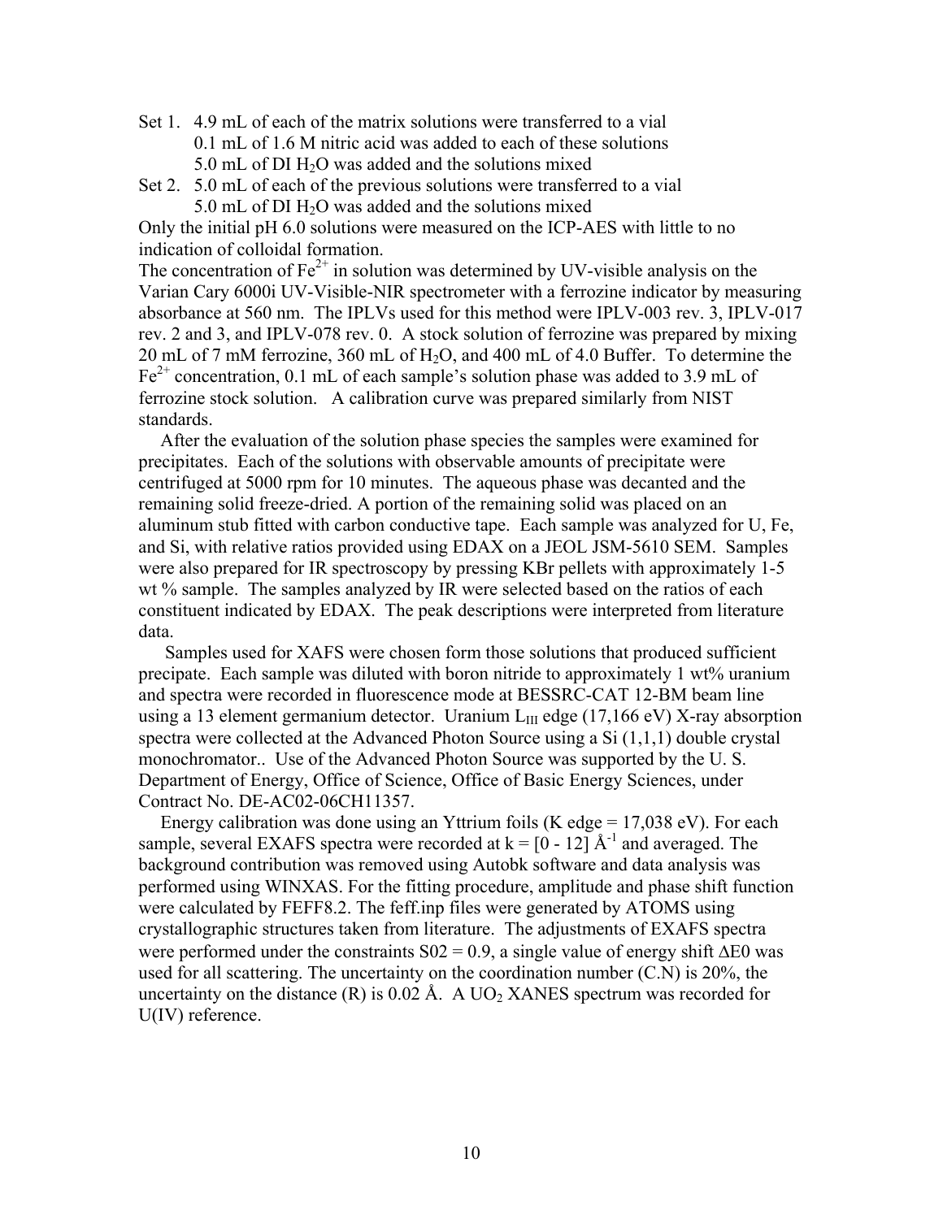Set 1. 4.9 mL of each of the matrix solutions were transferred to a vial
0.1 mL of 1.6 M nitric acid was added to each of these solutions
5.0 mL of DI $H_2O$ was added and the solutions mixed

Set 2. 5.0 mL of each of the previous solutions were transferred to a vial
5.0 mL of DI $H_2O$ was added and the solutions mixed

Only the initial pH 6.0 solutions were measured on the ICP-AES with little to no indication of colloidal formation.

The concentration of $Fe^{2+}$ in solution was determined by UV-visible analysis on the Varian Cary 6000i UV-Visible-NIR spectrometer with a ferrozine indicator by measuring absorbance at 560 nm. The IPLVs used for this method were IPLV-003 rev. 3, IPLV-017 rev. 2 and 3, and IPLV-078 rev. 0. A stock solution of ferrozine was prepared by mixing 20 mL of 7 mM ferrozine, 360 mL of $H_2O$, and 400 mL of 4.0 Buffer. To determine the $Fe^{2+}$ concentration, 0.1 mL of each sample's solution phase was added to 3.9 mL of ferrozine stock solution. A calibration curve was prepared similarly from NIST standards.

After the evaluation of the solution phase species the samples were examined for precipitates. Each of the solutions with observable amounts of precipitate were centrifuged at 5000 rpm for 10 minutes. The aqueous phase was decanted and the remaining solid freeze-dried. A portion of the remaining solid was placed on an aluminum stub fitted with carbon conductive tape. Each sample was analyzed for U, Fe, and Si, with relative ratios provided using EDAX on a JEOL JSM-5610 SEM. Samples were also prepared for IR spectroscopy by pressing KBr pellets with approximately 1-5 wt % sample. The samples analyzed by IR were selected based on the ratios of each constituent indicated by EDAX. The peak descriptions were interpreted from literature data.

Samples used for XAFS were chosen form those solutions that produced sufficient precipate. Each sample was diluted with boron nitride to approximately 1 wt% uranium and spectra were recorded in fluorescence mode at BESSRC-CAT 12-BM beam line using a 13 element germanium detector. Uranium $L_{III}$ edge (17,166 eV) X-ray absorption spectra were collected at the Advanced Photon Source using a Si (1,1,1) double crystal monochromator.. Use of the Advanced Photon Source was supported by the U. S. Department of Energy, Office of Science, Office of Basic Energy Sciences, under Contract No. DE-AC02-06CH11357.

Energy calibration was done using an Yttrium foils (K edge = 17,038 eV). For each sample, several EXAFS spectra were recorded at k = [0 - 12] $Å^{-1}$ and averaged. The background contribution was removed using Autobk software and data analysis was performed using WINXAS. For the fitting procedure, amplitude and phase shift function were calculated by FEFF8.2. The feff.inp files were generated by ATOMS using crystallographic structures taken from literature. The adjustments of EXAFS spectra were performed under the constraints S02 = 0.9, a single value of energy shift $\Delta E0$ was used for all scattering. The uncertainty on the coordination number (C.N) is 20%, the uncertainty on the distance (R) is 0.02 Å. A $UO_2$ XANES spectrum was recorded for U(IV) reference.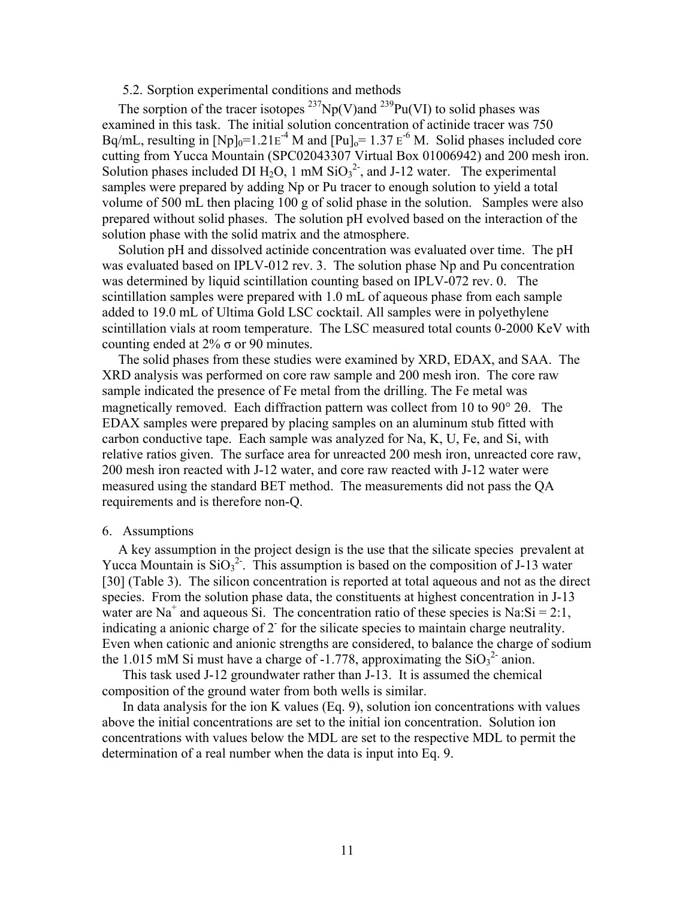### 5.2. Sorption experimental conditions and methods

The sorption of the tracer isotopes $^{237}Np(V)$and $^{239}Pu(VI)$ to solid phases was examined in this task. The initial solution concentration of actinide tracer was 750 Bq/mL, resulting in $[Np]_0$=1.21E$^{-4}$ M and $[Pu]_o$= 1.37 E$^{-6}$ M. Solid phases included core cutting from Yucca Mountain (SPC02043307 Virtual Box 01006942) and 200 mesh iron. Solution phases included DI $H_2O$, 1 mM $SiO_3^{2-}$, and J-12 water. The experimental samples were prepared by adding Np or Pu tracer to enough solution to yield a total volume of 500 mL then placing 100 g of solid phase in the solution. Samples were also prepared without solid phases. The solution pH evolved based on the interaction of the solution phase with the solid matrix and the atmosphere.

Solution pH and dissolved actinide concentration was evaluated over time. The pH was evaluated based on IPLV-012 rev. 3. The solution phase Np and Pu concentration was determined by liquid scintillation counting based on IPLV-072 rev. 0. The scintillation samples were prepared with 1.0 mL of aqueous phase from each sample added to 19.0 mL of Ultima Gold LSC cocktail. All samples were in polyethylene scintillation vials at room temperature. The LSC measured total counts 0-2000 KeV with counting ended at 2% $\sigma$ or 90 minutes.

The solid phases from these studies were examined by XRD, EDAX, and SAA. The XRD analysis was performed on core raw sample and 200 mesh iron. The core raw sample indicated the presence of Fe metal from the drilling. The Fe metal was magnetically removed. Each diffraction pattern was collect from 10 to 90° 2θ. The EDAX samples were prepared by placing samples on an aluminum stub fitted with carbon conductive tape. Each sample was analyzed for Na, K, U, Fe, and Si, with relative ratios given. The surface area for unreacted 200 mesh iron, unreacted core raw, 200 mesh iron reacted with J-12 water, and core raw reacted with J-12 water were measured using the standard BET method. The measurements did not pass the QA requirements and is therefore non-Q.

## 6. Assumptions

A key assumption in the project design is the use that the silicate species prevalent at Yucca Mountain is $SiO_3^{2-}$. This assumption is based on the composition of J-13 water [30] (Table 3). The silicon concentration is reported at total aqueous and not as the direct species. From the solution phase data, the constituents at highest concentration in J-13 water are $Na^+$ and aqueous Si. The concentration ratio of these species is Na:Si = 2:1, indicating a anionic charge of $2^-$ for the silicate species to maintain charge neutrality. Even when cationic and anionic strengths are considered, to balance the charge of sodium the 1.015 mM Si must have a charge of -1.778, approximating the $SiO_3^{2-}$ anion.

This task used J-12 groundwater rather than J-13. It is assumed the chemical composition of the ground water from both wells is similar.

In data analysis for the ion K values (Eq. 9), solution ion concentrations with values above the initial concentrations are set to the initial ion concentration. Solution ion concentrations with values below the MDL are set to the respective MDL to permit the determination of a real number when the data is input into Eq. 9.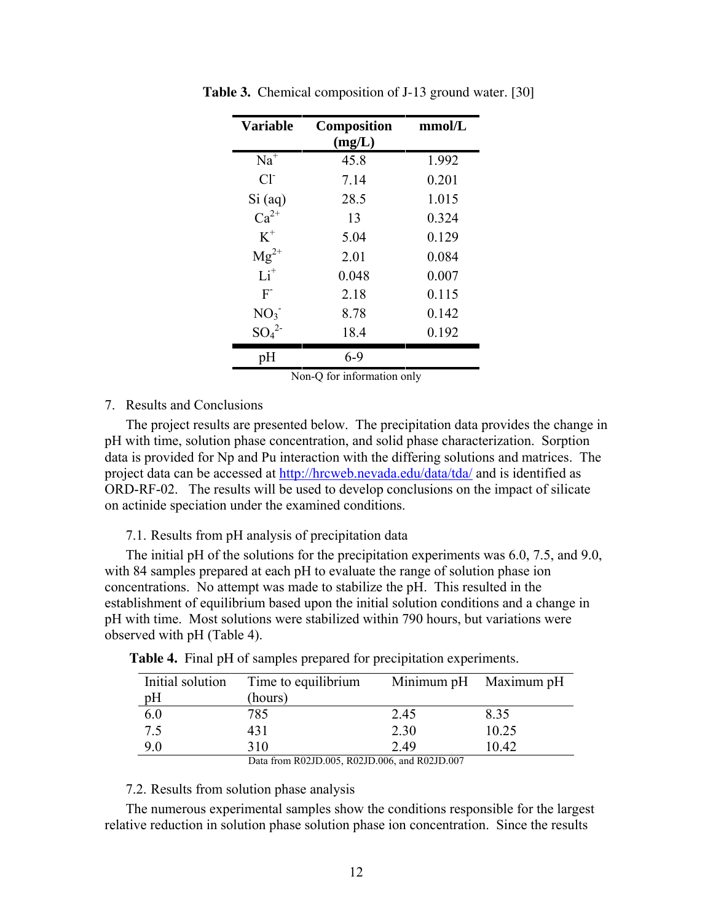**Table 3.** Chemical composition of J-13 ground water. [30]

| Variable | Composition (mg/L) | mmol/L |
|---|---|---|
| $Na^+$ | 45.8 | 1.992 |
| $Cl^-$ | 7.14 | 0.201 |
| Si (aq) | 28.5 | 1.015 |
| $Ca^{2+}$ | 13 | 0.324 |
| $K^+$ | 5.04 | 0.129 |
| $Mg^{2+}$ | 2.01 | 0.084 |
| $Li^+$ | 0.048 | 0.007 |
| $F^-$ | 2.18 | 0.115 |
| $NO_3^-$ | 8.78 | 0.142 |
| $SO_4^{2-}$ | 18.4 | 0.192 |
| pH | 6-9 | |

Non-Q for information only

## 7. Results and Conclusions

The project results are presented below. The precipitation data provides the change in pH with time, solution phase concentration, and solid phase characterization. Sorption data is provided for Np and Pu interaction with the differing solutions and matrices. The project data can be accessed at http://hrcweb.nevada.edu/data/tda/ and is identified as ORD-RF-02. The results will be used to develop conclusions on the impact of silicate on actinide speciation under the examined conditions.

### 7.1. Results from pH analysis of precipitation data

The initial pH of the solutions for the precipitation experiments was 6.0, 7.5, and 9.0, with 84 samples prepared at each pH to evaluate the range of solution phase ion concentrations. No attempt was made to stabilize the pH. This resulted in the establishment of equilibrium based upon the initial solution conditions and a change in pH with time. Most solutions were stabilized within 790 hours, but variations were observed with pH (Table 4).

**Table 4.** Final pH of samples prepared for precipitation experiments.

| Initial solution pH | Time to equilibrium (hours) | Minimum pH | Maximum pH |
|---|---|---|---|
| 6.0 | 785 | 2.45 | 8.35 |
| 7.5 | 431 | 2.30 | 10.25 |
| 9.0 | 310 | 2.49 | 10.42 |

Data from R02JD.005, R02JD.006, and R02JD.007

### 7.2. Results from solution phase analysis

The numerous experimental samples show the conditions responsible for the largest relative reduction in solution phase solution phase ion concentration. Since the results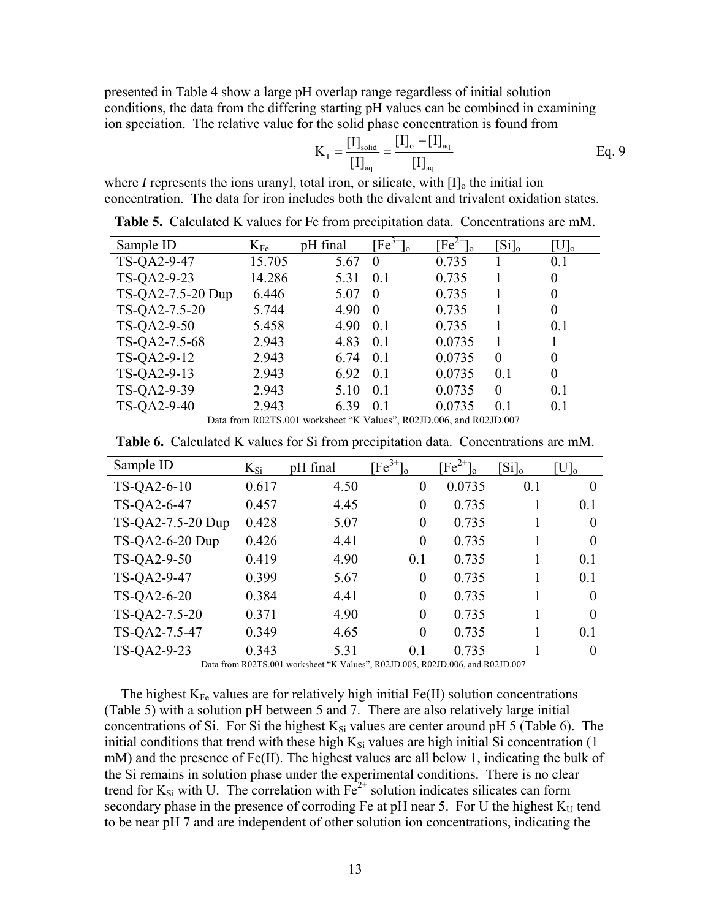presented in Table 4 show a large pH overlap range regardless of initial solution conditions, the data from the differing starting pH values can be combined in examining ion speciation. The relative value for the solid phase concentration is found from

$$K_I = \frac{[I]_{solid}}{[I]_{aq}} = \frac{[I]_o - [I]_{aq}}{[I]_{aq}} \qquad \text{Eq. 9}$$

where *I* represents the ions uranyl, total iron, or silicate, with $[I]_o$ the initial ion concentration. The data for iron includes both the divalent and trivalent oxidation states.

**Table 5.** Calculated K values for Fe from precipitation data. Concentrations are mM.

| Sample ID | $K_{Fe}$ | pH final | $[Fe^{3+}]_o$ | $[Fe^{2+}]_o$ | $[Si]_o$ | $[U]_o$ |
|---|---|---|---|---|---|---|
| TS-QA2-9-47 | 15.705 | 5.67 | 0 | 0.735 | 1 | 0.1 |
| TS-QA2-9-23 | 14.286 | 5.31 | 0.1 | 0.735 | 1 | 0 |
| TS-QA2-7.5-20 Dup | 6.446 | 5.07 | 0 | 0.735 | 1 | 0 |
| TS-QA2-7.5-20 | 5.744 | 4.90 | 0 | 0.735 | 1 | 0 |
| TS-QA2-9-50 | 5.458 | 4.90 | 0.1 | 0.735 | 1 | 0.1 |
| TS-QA2-7.5-68 | 2.943 | 4.83 | 0.1 | 0.0735 | 1 | 1 |
| TS-QA2-9-12 | 2.943 | 6.74 | 0.1 | 0.0735 | 0 | 0 |
| TS-QA2-9-13 | 2.943 | 6.92 | 0.1 | 0.0735 | 0.1 | 0 |
| TS-QA2-9-39 | 2.943 | 5.10 | 0.1 | 0.0735 | 0 | 0.1 |
| TS-QA2-9-40 | 2.943 | 6.39 | 0.1 | 0.0735 | 0.1 | 0.1 |

Data from R02TS.001 worksheet "K Values", R02JD.006, and R02JD.007

**Table 6.** Calculated K values for Si from precipitation data. Concentrations are mM.

| Sample ID | $K_{Si}$ | pH final | $[Fe^{3+}]_o$ | $[Fe^{2+}]_o$ | $[Si]_o$ | $[U]_o$ |
|---|---|---|---|---|---|---|
| TS-QA2-6-10 | 0.617 | 4.50 | 0 | 0.0735 | 0.1 | 0 |
| TS-QA2-6-47 | 0.457 | 4.45 | 0 | 0.735 | 1 | 0.1 |
| TS-QA2-7.5-20 Dup | 0.428 | 5.07 | 0 | 0.735 | 1 | 0 |
| TS-QA2-6-20 Dup | 0.426 | 4.41 | 0 | 0.735 | 1 | 0 |
| TS-QA2-9-50 | 0.419 | 4.90 | 0.1 | 0.735 | 1 | 0.1 |
| TS-QA2-9-47 | 0.399 | 5.67 | 0 | 0.735 | 1 | 0.1 |
| TS-QA2-6-20 | 0.384 | 4.41 | 0 | 0.735 | 1 | 0 |
| TS-QA2-7.5-20 | 0.371 | 4.90 | 0 | 0.735 | 1 | 0 |
| TS-QA2-7.5-47 | 0.349 | 4.65 | 0 | 0.735 | 1 | 0.1 |
| TS-QA2-9-23 | 0.343 | 5.31 | 0.1 | 0.735 | 1 | 0 |

Data from R02TS.001 worksheet "K Values", R02JD.005, R02JD.006, and R02JD.007

The highest $K_{Fe}$ values are for relatively high initial Fe(II) solution concentrations (Table 5) with a solution pH between 5 and 7. There are also relatively large initial concentrations of Si. For Si the highest $K_{Si}$ values are center around pH 5 (Table 6). The initial conditions that trend with these high $K_{Si}$ values are high initial Si concentration (1 mM) and the presence of Fe(II). The highest values are all below 1, indicating the bulk of the Si remains in solution phase under the experimental conditions. There is no clear trend for $K_{Si}$ with U. The correlation with $Fe^{2+}$ solution indicates silicates can form secondary phase in the presence of corroding Fe at pH near 5. For U the highest $K_U$ tend to be near pH 7 and are independent of other solution ion concentrations, indicating the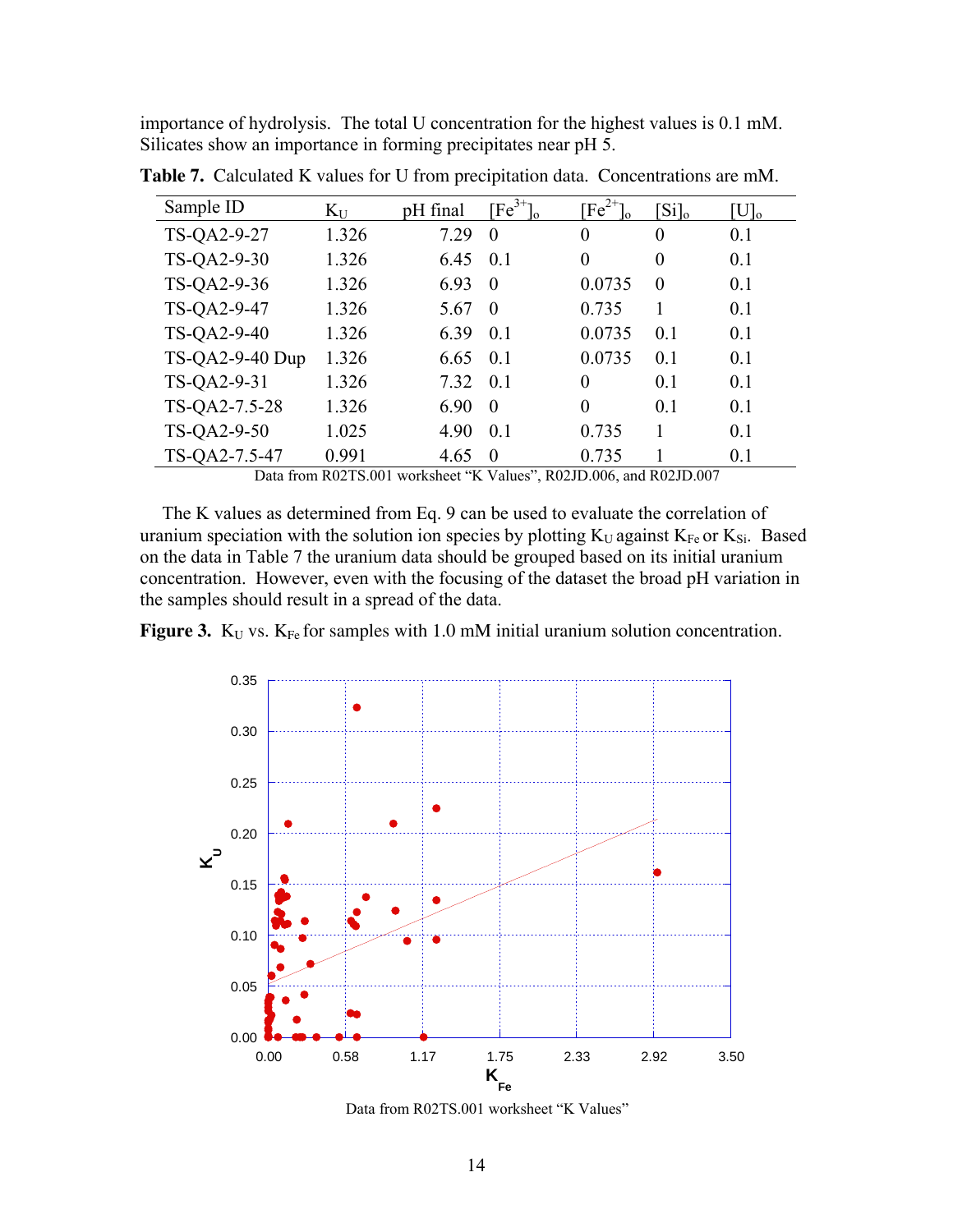importance of hydrolysis. The total U concentration for the highest values is 0.1 mM. Silicates show an importance in forming precipitates near pH 5.

**Table 7.** Calculated K values for U from precipitation data. Concentrations are mM.

| Sample ID | $K_U$ | pH final | $[Fe^{3+}]_o$ | $[Fe^{2+}]_o$ | $[Si]_o$ | $[U]_o$ |
|---|---|---|---|---|---|---|
| TS-QA2-9-27 | 1.326 | 7.29 | 0 | 0 | 0 | 0.1 |
| TS-QA2-9-30 | 1.326 | 6.45 | 0.1 | 0 | 0 | 0.1 |
| TS-QA2-9-36 | 1.326 | 6.93 | 0 | 0.0735 | 0 | 0.1 |
| TS-QA2-9-47 | 1.326 | 5.67 | 0 | 0.735 | 1 | 0.1 |
| TS-QA2-9-40 | 1.326 | 6.39 | 0.1 | 0.0735 | 0.1 | 0.1 |
| TS-QA2-9-40 Dup | 1.326 | 6.65 | 0.1 | 0.0735 | 0.1 | 0.1 |
| TS-QA2-9-31 | 1.326 | 7.32 | 0.1 | 0 | 0.1 | 0.1 |
| TS-QA2-7.5-28 | 1.326 | 6.90 | 0 | 0 | 0.1 | 0.1 |
| TS-QA2-9-50 | 1.025 | 4.90 | 0.1 | 0.735 | 1 | 0.1 |
| TS-QA2-7.5-47 | 0.991 | 4.65 | 0 | 0.735 | 1 | 0.1 |

Data from R02TS.001 worksheet "K Values", R02JD.006, and R02JD.007

The K values as determined from Eq. 9 can be used to evaluate the correlation of uranium speciation with the solution ion species by plotting $K_U$ against $K_{Fe}$ or $K_{Si}$. Based on the data in Table 7 the uranium data should be grouped based on its initial uranium concentration. However, even with the focusing of the dataset the broad pH variation in the samples should result in a spread of the data.

**Figure 3.** $K_U$ vs. $K_{Fe}$ for samples with 1.0 mM initial uranium solution concentration.

Data from R02TS.001 worksheet "K Values"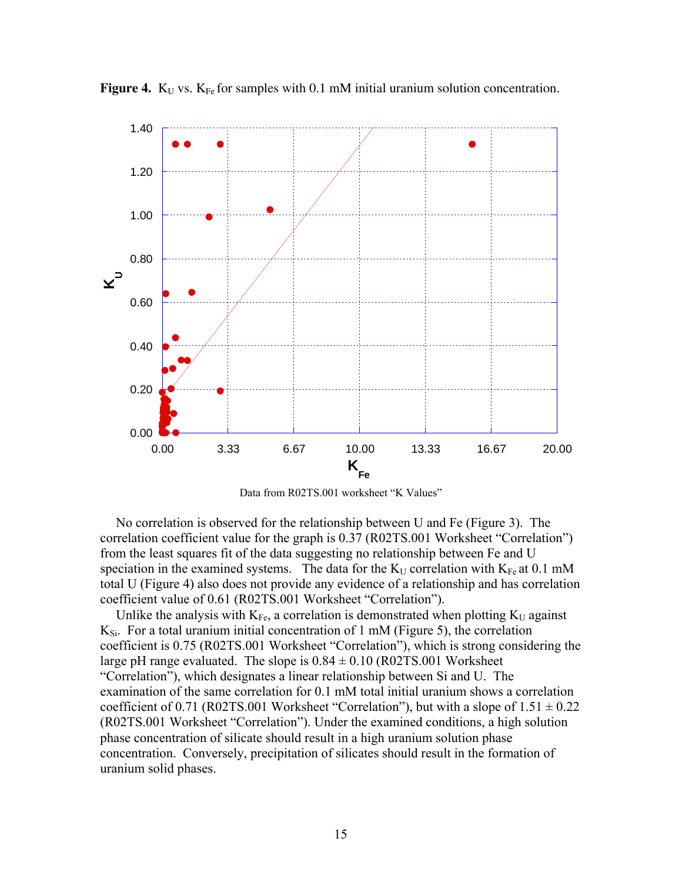**Figure 4.** $K_U$ vs. $K_{Fe}$ for samples with 0.1 mM initial uranium solution concentration.

Data from R02TS.001 worksheet "K Values"

No correlation is observed for the relationship between U and Fe (Figure 3). The correlation coefficient value for the graph is 0.37 (R02TS.001 Worksheet "Correlation") from the least squares fit of the data suggesting no relationship between Fe and U speciation in the examined systems. The data for the $K_U$ correlation with $K_{Fe}$ at 0.1 mM total U (Figure 4) also does not provide any evidence of a relationship and has correlation coefficient value of 0.61 (R02TS.001 Worksheet "Correlation").

Unlike the analysis with $K_{Fe}$, a correlation is demonstrated when plotting $K_U$ against $K_{Si}$. For a total uranium initial concentration of 1 mM (Figure 5), the correlation coefficient is 0.75 (R02TS.001 Worksheet "Correlation"), which is strong considering the large pH range evaluated. The slope is 0.84 ± 0.10 (R02TS.001 Worksheet "Correlation"), which designates a linear relationship between Si and U. The examination of the same correlation for 0.1 mM total initial uranium shows a correlation coefficient of 0.71 (R02TS.001 Worksheet "Correlation"), but with a slope of 1.51 ± 0.22 (R02TS.001 Worksheet "Correlation"). Under the examined conditions, a high solution phase concentration of silicate should result in a high uranium solution phase concentration. Conversely, precipitation of silicates should result in the formation of uranium solid phases.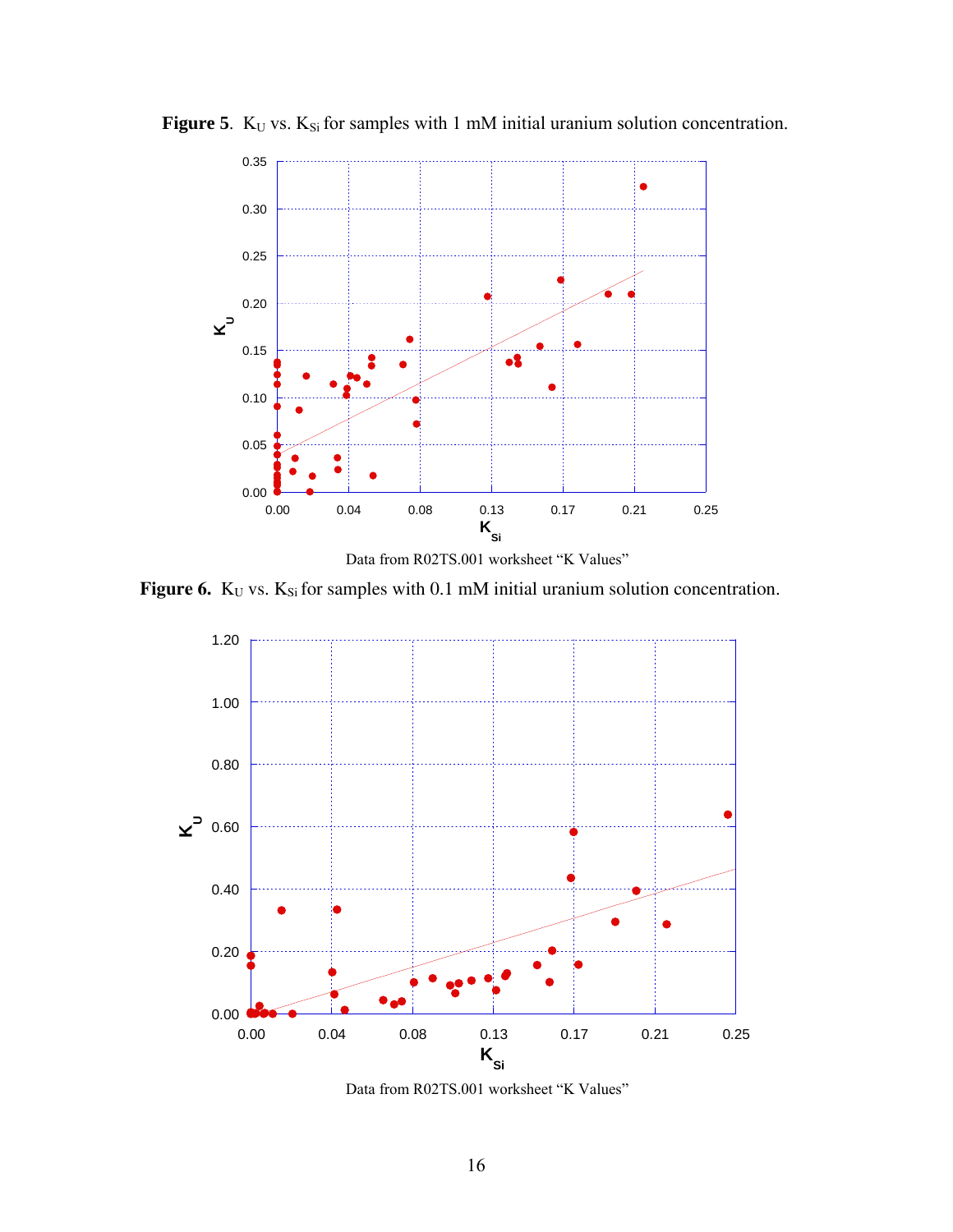**Figure 5**. $K_U$ vs. $K_{Si}$ for samples with 1 mM initial uranium solution concentration.

Data from R02TS.001 worksheet "K Values"

**Figure 6.** $K_U$ vs. $K_{Si}$ for samples with 0.1 mM initial uranium solution concentration.

Data from R02TS.001 worksheet "K Values"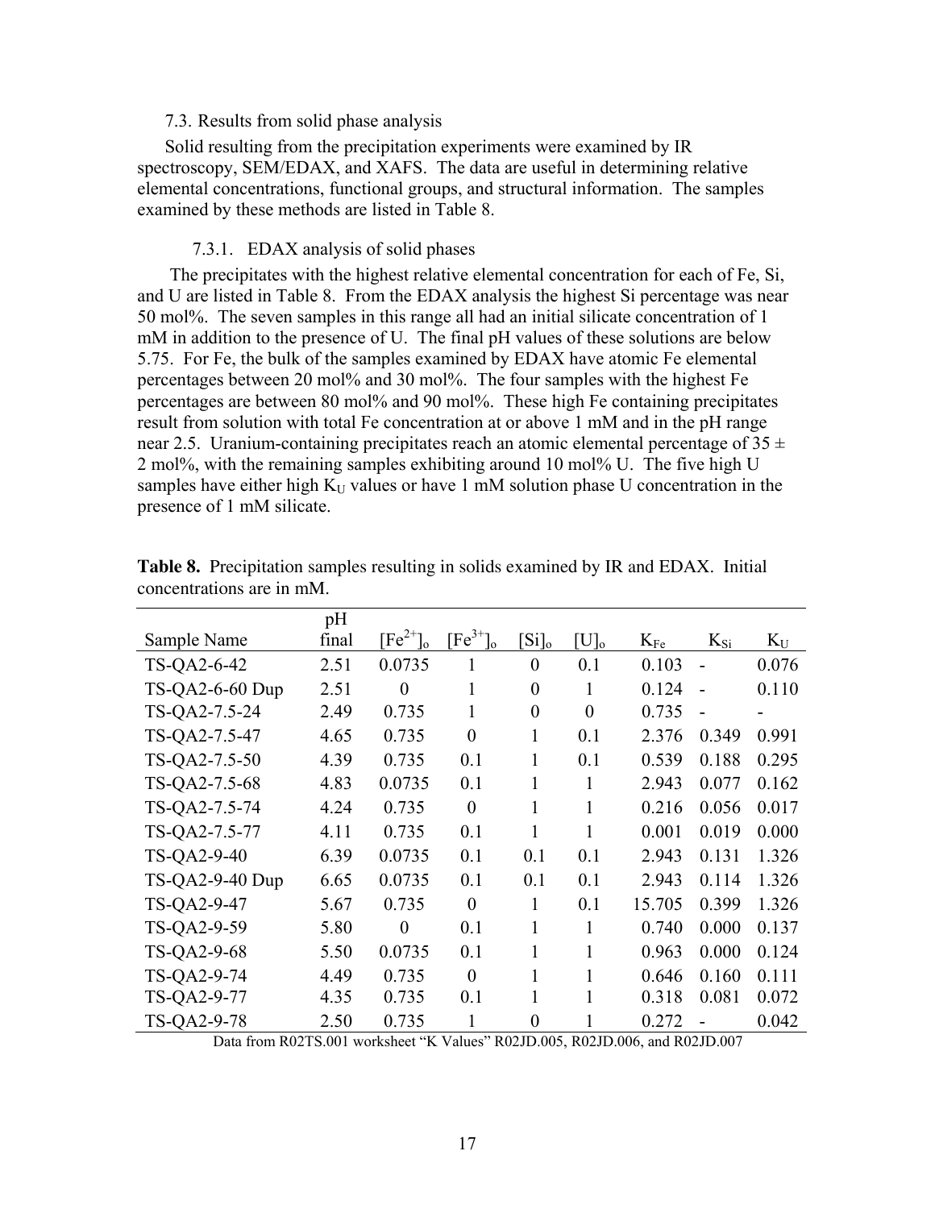7.3. Results from solid phase analysis

Solid resulting from the precipitation experiments were examined by IR spectroscopy, SEM/EDAX, and XAFS. The data are useful in determining relative elemental concentrations, functional groups, and structural information. The samples examined by these methods are listed in Table 8.

7.3.1. EDAX analysis of solid phases

The precipitates with the highest relative elemental concentration for each of Fe, Si, and U are listed in Table 8. From the EDAX analysis the highest Si percentage was near 50 mol%. The seven samples in this range all had an initial silicate concentration of 1 mM in addition to the presence of U. The final pH values of these solutions are below 5.75. For Fe, the bulk of the samples examined by EDAX have atomic Fe elemental percentages between 20 mol% and 30 mol%. The four samples with the highest Fe percentages are between 80 mol% and 90 mol%. These high Fe containing precipitates result from solution with total Fe concentration at or above 1 mM and in the pH range near 2.5. Uranium-containing precipitates reach an atomic elemental percentage of 35 ± 2 mol%, with the remaining samples exhibiting around 10 mol% U. The five high U samples have either high $K_U$ values or have 1 mM solution phase U concentration in the presence of 1 mM silicate.

**Table 8.** Precipitation samples resulting in solids examined by IR and EDAX. Initial concentrations are in mM.

| Sample Name | pH final | $[Fe^{2+}]_o$ | $[Fe^{3+}]_o$ | $[Si]_o$ | $[U]_o$ | $K_{Fe}$ | $K_{Si}$ | $K_U$ |
|---|---|---|---|---|---|---|---|---|
| TS-QA2-6-42 | 2.51 | 0.0735 | 1 | 0 | 0.1 | 0.103 | - | 0.076 |
| TS-QA2-6-60 Dup | 2.51 | 0 | 1 | 0 | 1 | 0.124 | - | 0.110 |
| TS-QA2-7.5-24 | 2.49 | 0.735 | 1 | 0 | 0 | 0.735 | - | - |
| TS-QA2-7.5-47 | 4.65 | 0.735 | 0 | 1 | 0.1 | 2.376 | 0.349 | 0.991 |
| TS-QA2-7.5-50 | 4.39 | 0.735 | 0.1 | 1 | 0.1 | 0.539 | 0.188 | 0.295 |
| TS-QA2-7.5-68 | 4.83 | 0.0735 | 0.1 | 1 | 1 | 2.943 | 0.077 | 0.162 |
| TS-QA2-7.5-74 | 4.24 | 0.735 | 0 | 1 | 1 | 0.216 | 0.056 | 0.017 |
| TS-QA2-7.5-77 | 4.11 | 0.735 | 0.1 | 1 | 1 | 0.001 | 0.019 | 0.000 |
| TS-QA2-9-40 | 6.39 | 0.0735 | 0.1 | 0.1 | 0.1 | 2.943 | 0.131 | 1.326 |
| TS-QA2-9-40 Dup | 6.65 | 0.0735 | 0.1 | 0.1 | 0.1 | 2.943 | 0.114 | 1.326 |
| TS-QA2-9-47 | 5.67 | 0.735 | 0 | 1 | 0.1 | 15.705 | 0.399 | 1.326 |
| TS-QA2-9-59 | 5.80 | 0 | 0.1 | 1 | 1 | 0.740 | 0.000 | 0.137 |
| TS-QA2-9-68 | 5.50 | 0.0735 | 0.1 | 1 | 1 | 0.963 | 0.000 | 0.124 |
| TS-QA2-9-74 | 4.49 | 0.735 | 0 | 1 | 1 | 0.646 | 0.160 | 0.111 |
| TS-QA2-9-77 | 4.35 | 0.735 | 0.1 | 1 | 1 | 0.318 | 0.081 | 0.072 |
| TS-QA2-9-78 | 2.50 | 0.735 | 1 | 0 | 1 | 0.272 | - | 0.042 |

Data from R02TS.001 worksheet "K Values" R02JD.005, R02JD.006, and R02JD.007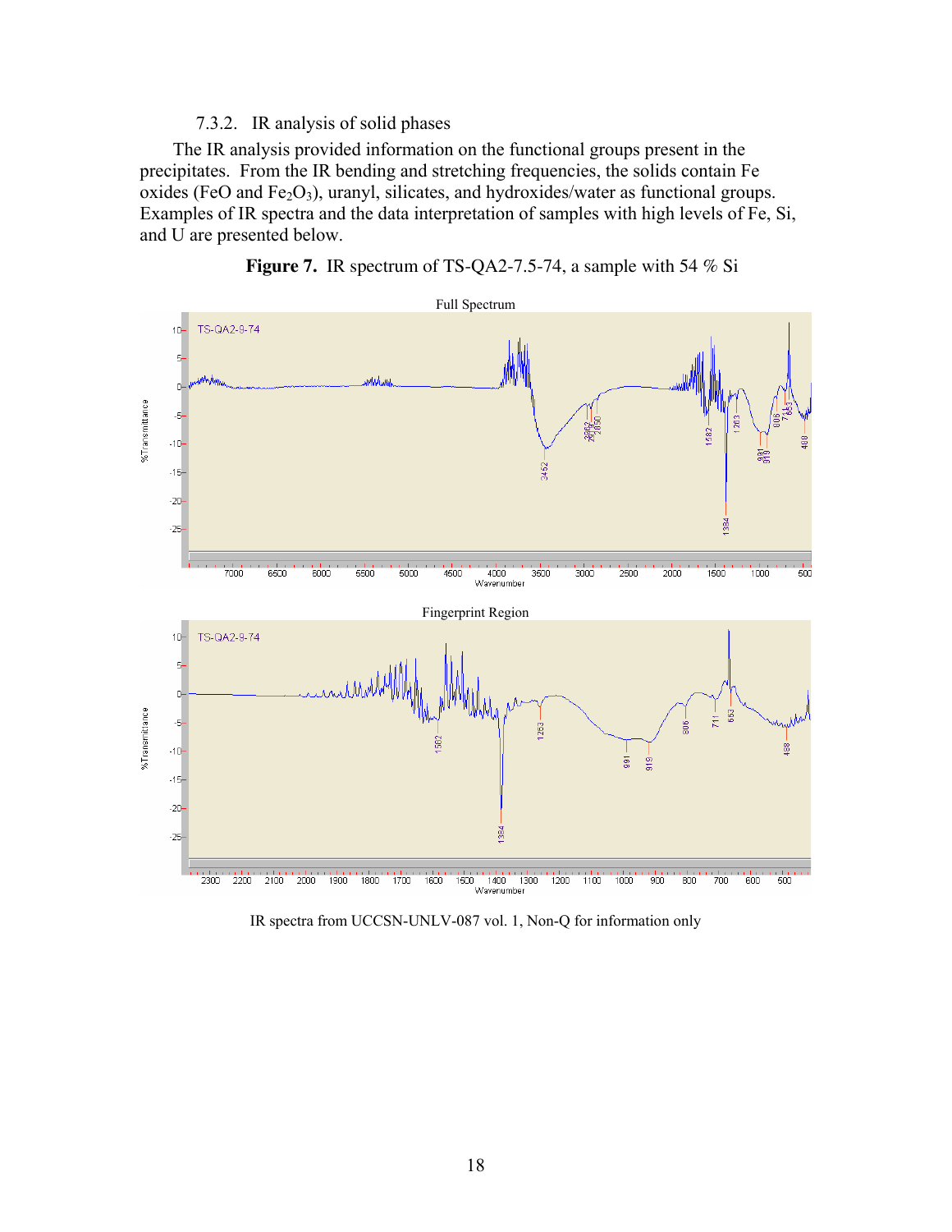### 7.3.2. IR analysis of solid phases

The IR analysis provided information on the functional groups present in the precipitates. From the IR bending and stretching frequencies, the solids contain Fe oxides (FeO and $Fe_2O_3$), uranyl, silicates, and hydroxides/water as functional groups. Examples of IR spectra and the data interpretation of samples with high levels of Fe, Si, and U are presented below.

**Figure 7.** IR spectrum of TS-QA2-7.5-74, a sample with 54 % Si

IR spectra from UCCSN-UNLV-087 vol. 1, Non-Q for information only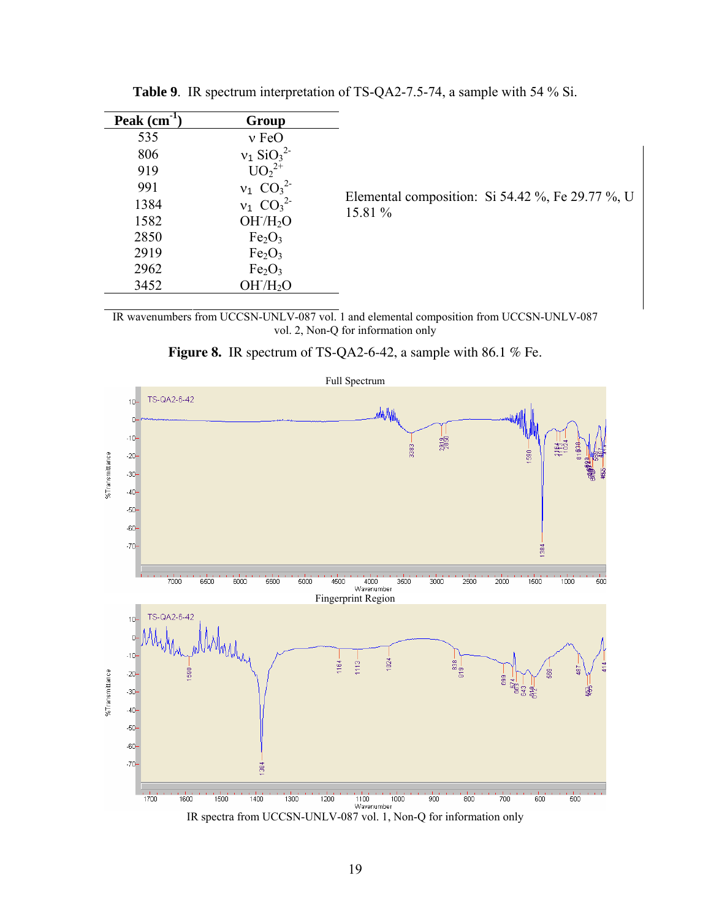**Table 9**. IR spectrum interpretation of TS-QA2-7.5-74, a sample with 54 % Si.

| Peak ($cm^{-1}$) | Group |
|---|---|
| 535 | ν FeO |
| 806 | $\nu_1$ $SiO_3^{2-}$ |
| 919 | $UO_2^{2+}$ |
| 991 | $\nu_1$ $CO_3^{2-}$ |
| 1384 | $\nu_1$ $CO_3^{2-}$ |
| 1582 | $OH^-/H_2O$ |
| 2850 | $Fe_2O_3$ |
| 2919 | $Fe_2O_3$ |
| 2962 | $Fe_2O_3$ |
| 3452 | $OH^-/H_2O$ |

Elemental composition: Si 54.42 %, Fe 29.77 %, U 15.81 %

IR wavenumbers from UCCSN-UNLV-087 vol. 1 and elemental composition from UCCSN-UNLV-087 vol. 2, Non-Q for information only

**Figure 8.** IR spectrum of TS-QA2-6-42, a sample with 86.1 % Fe.

IR spectra from UCCSN-UNLV-087 vol. 1, Non-Q for information only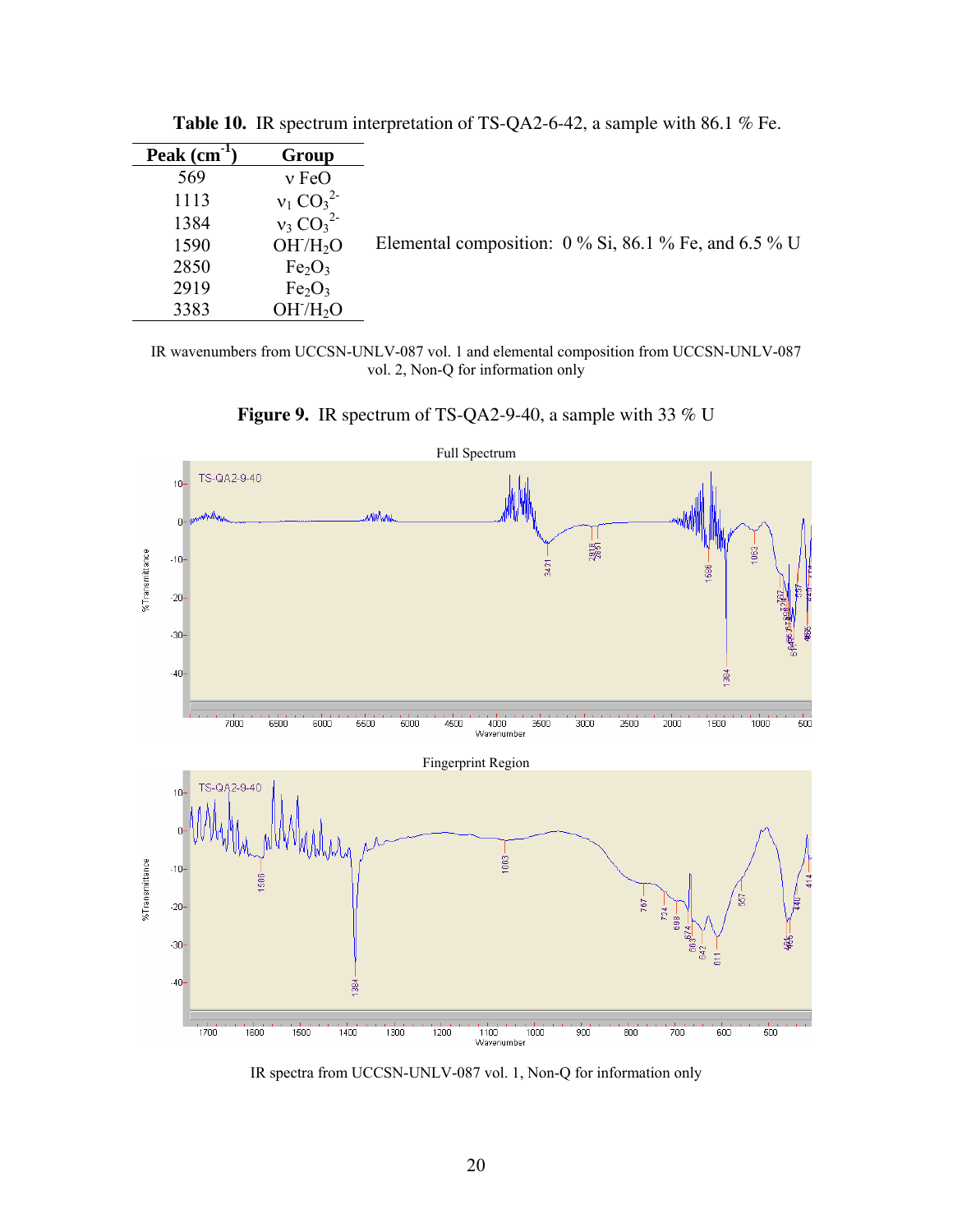**Table 10.** IR spectrum interpretation of TS-QA2-6-42, a sample with 86.1 % Fe.

| Peak ($cm^{-1}$) | Group |
|---|---|
| 569 | ν FeO |
| 1113 | $\nu_1$ $CO_3^{2-}$ |
| 1384 | $\nu_3$ $CO_3^{2-}$ |
| 1590 | $OH^-/H_2O$ |
| 2850 | $Fe_2O_3$ |
| 2919 | $Fe_2O_3$ |
| 3383 | $OH^-/H_2O$ |

Elemental composition: 0 % Si, 86.1 % Fe, and 6.5 % U

IR wavenumbers from UCCSN-UNLV-087 vol. 1 and elemental composition from UCCSN-UNLV-087 vol. 2, Non-Q for information only

**Figure 9.** IR spectrum of TS-QA2-9-40, a sample with 33 % U

IR spectra from UCCSN-UNLV-087 vol. 1, Non-Q for information only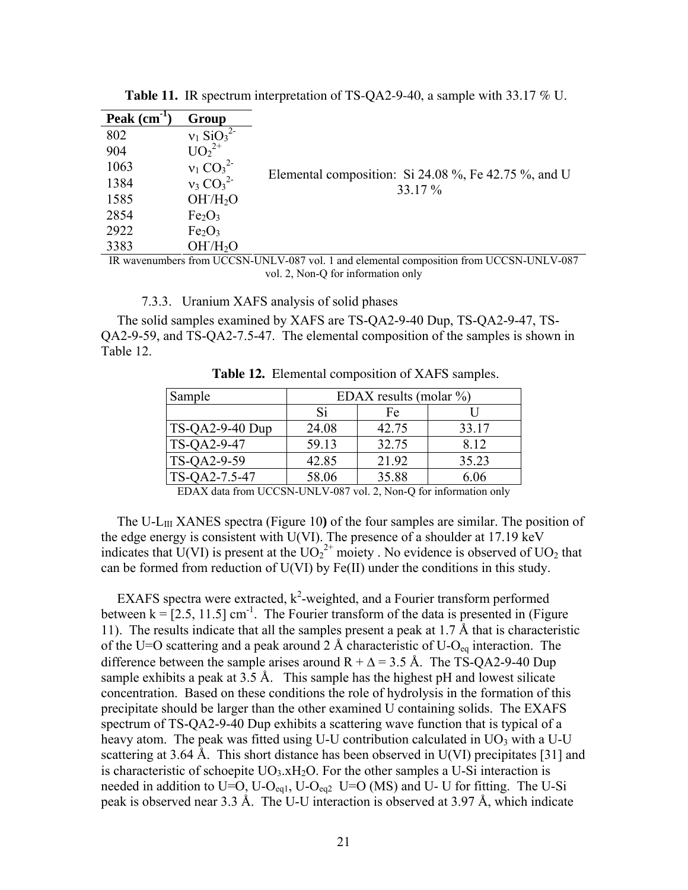**Table 11.** IR spectrum interpretation of TS-QA2-9-40, a sample with 33.17 % U.

| Peak ($cm^{-1}$) | Group | |
|---|---|---|
| 802 | $\nu_1$ $SiO_3^{2-}$ | Elemental composition: Si 24.08 %, Fe 42.75 %, and U 33.17 % |
| 904 | $UO_2^{2+}$ | |
| 1063 | $\nu_1$ $CO_3^{2-}$ | |
| 1384 | $\nu_3$ $CO_3^{2-}$ | |
| 1585 | $OH^-/H_2O$ | |
| 2854 | $Fe_2O_3$ | |
| 2922 | $Fe_2O_3$ | |
| 3383 | $OH^-/H_2O$ | |

IR wavenumbers from UCCSN-UNLV-087 vol. 1 and elemental composition from UCCSN-UNLV-087 vol. 2, Non-Q for information only

### 7.3.3. Uranium XAFS analysis of solid phases

The solid samples examined by XAFS are TS-QA2-9-40 Dup, TS-QA2-9-47, TS-QA2-9-59, and TS-QA2-7.5-47. The elemental composition of the samples is shown in Table 12.

**Table 12.** Elemental composition of XAFS samples.

| Sample | EDAX results (molar %) | | |
|---|---|---|---|
| | Si | Fe | U |
| TS-QA2-9-40 Dup | 24.08 | 42.75 | 33.17 |
| TS-QA2-9-47 | 59.13 | 32.75 | 8.12 |
| TS-QA2-9-59 | 42.85 | 21.92 | 35.23 |
| TS-QA2-7.5-47 | 58.06 | 35.88 | 6.06 |

EDAX data from UCCSN-UNLV-087 vol. 2, Non-Q for information only

The U-$L_{III}$ XANES spectra (Figure 10**)** of the four samples are similar. The position of the edge energy is consistent with U(VI). The presence of a shoulder at 17.19 keV indicates that U(VI) is present at the $UO_2^{2+}$ moiety . No evidence is observed of $UO_2$ that can be formed from reduction of U(VI) by Fe(II) under the conditions in this study.

EXAFS spectra were extracted, $k^2$-weighted, and a Fourier transform performed between k = [2.5, 11.5] $cm^{-1}$. The Fourier transform of the data is presented in (Figure 11). The results indicate that all the samples present a peak at 1.7 Å that is characteristic of the U=O scattering and a peak around 2 Å characteristic of U-$O_{eq}$ interaction. The difference between the sample arises around R + Δ = 3.5 Å. The TS-QA2-9-40 Dup sample exhibits a peak at 3.5 Å. This sample has the highest pH and lowest silicate concentration. Based on these conditions the role of hydrolysis in the formation of this precipitate should be larger than the other examined U containing solids. The EXAFS spectrum of TS-QA2-9-40 Dup exhibits a scattering wave function that is typical of a heavy atom. The peak was fitted using U-U contribution calculated in $UO_3$ with a U-U scattering at 3.64 Å. This short distance has been observed in U(VI) precipitates [31] and is characteristic of schoepite $UO_3.xH_2O$. For the other samples a U-Si interaction is needed in addition to U=O, U-$O_{eq1}$, U-$O_{eq2}$ U=O (MS) and U- U for fitting. The U-Si peak is observed near 3.3 Å. The U-U interaction is observed at 3.97 Å, which indicate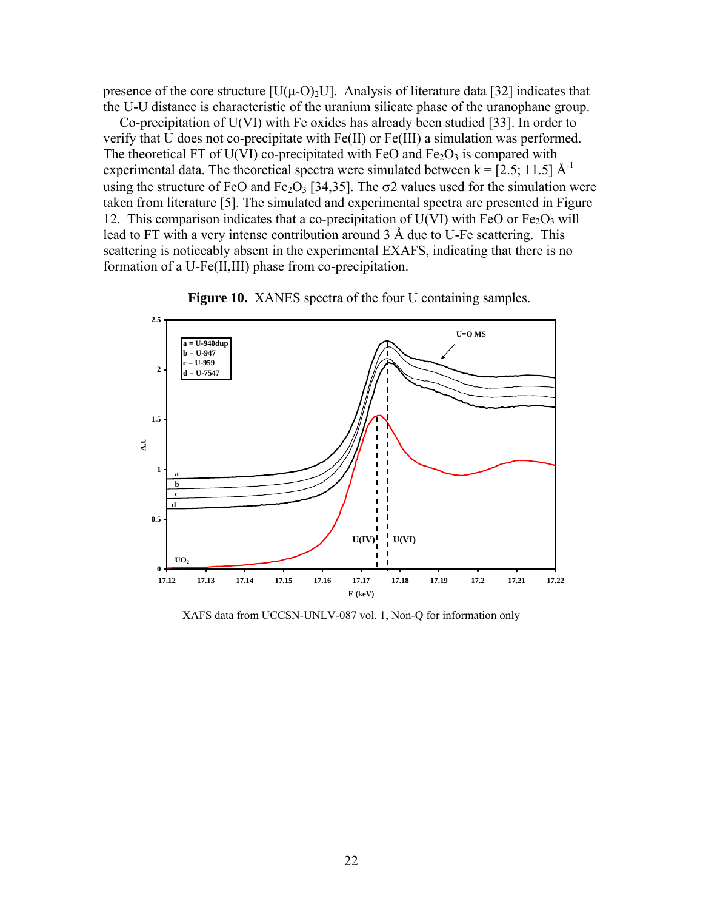presence of the core structure $[U(\mu\text{-}O)_2U]$. Analysis of literature data [32] indicates that the U-U distance is characteristic of the uranium silicate phase of the uranophane group.

Co-precipitation of U(VI) with Fe oxides has already been studied [33]. In order to verify that U does not co-precipitate with Fe(II) or Fe(III) a simulation was performed. The theoretical FT of U(VI) co-precipitated with FeO and $Fe_2O_3$ is compared with experimental data. The theoretical spectra were simulated between k = [2.5; 11.5] $Å^{-1}$ using the structure of FeO and $Fe_2O_3$ [34,35]. The $\sigma 2$ values used for the simulation were taken from literature [5]. The simulated and experimental spectra are presented in Figure 12. This comparison indicates that a co-precipitation of U(VI) with FeO or $Fe_2O_3$ will lead to FT with a very intense contribution around 3 Å due to U-Fe scattering. This scattering is noticeably absent in the experimental EXAFS, indicating that there is no formation of a U-Fe(II,III) phase from co-precipitation.

**Figure 10.** XANES spectra of the four U containing samples.

XAFS data from UCCSN-UNLV-087 vol. 1, Non-Q for information only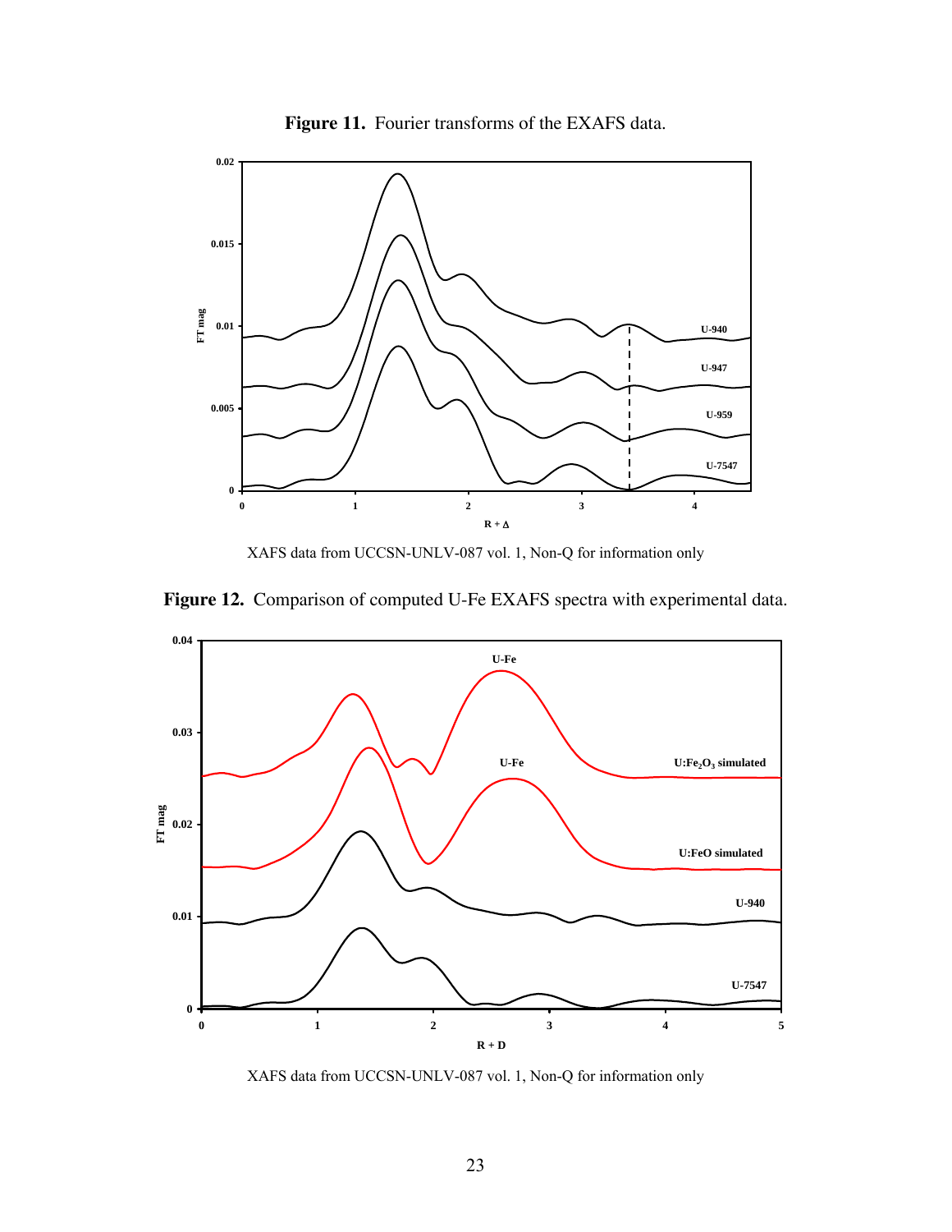**Figure 11.** Fourier transforms of the EXAFS data.

XAFS data from UCCSN-UNLV-087 vol. 1, Non-Q for information only

**Figure 12.** Comparison of computed U-Fe EXAFS spectra with experimental data.

XAFS data from UCCSN-UNLV-087 vol. 1, Non-Q for information only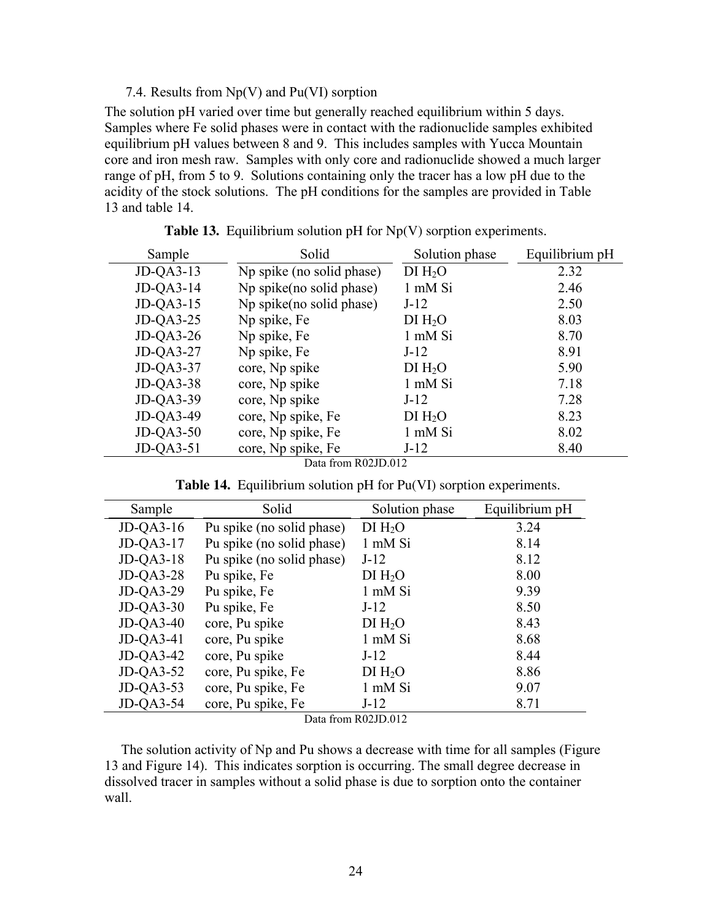7.4. Results from Np(V) and Pu(VI) sorption

The solution pH varied over time but generally reached equilibrium within 5 days. Samples where Fe solid phases were in contact with the radionuclide samples exhibited equilibrium pH values between 8 and 9. This includes samples with Yucca Mountain core and iron mesh raw. Samples with only core and radionuclide showed a much larger range of pH, from 5 to 9. Solutions containing only the tracer has a low pH due to the acidity of the stock solutions. The pH conditions for the samples are provided in Table 13 and table 14.

**Table 13.** Equilibrium solution pH for Np(V) sorption experiments.

| Sample | Solid | Solution phase | Equilibrium pH |
|---|---|---|---|
| JD-QA3-13 | Np spike (no solid phase) | DI $H_2O$ | 2.32 |
| JD-QA3-14 | Np spike(no solid phase) | 1 mM Si | 2.46 |
| JD-QA3-15 | Np spike(no solid phase) | J-12 | 2.50 |
| JD-QA3-25 | Np spike, Fe | DI $H_2O$ | 8.03 |
| JD-QA3-26 | Np spike, Fe | 1 mM Si | 8.70 |
| JD-QA3-27 | Np spike, Fe | J-12 | 8.91 |
| JD-QA3-37 | core, Np spike | DI $H_2O$ | 5.90 |
| JD-QA3-38 | core, Np spike | 1 mM Si | 7.18 |
| JD-QA3-39 | core, Np spike | J-12 | 7.28 |
| JD-QA3-49 | core, Np spike, Fe | DI $H_2O$ | 8.23 |
| JD-QA3-50 | core, Np spike, Fe | 1 mM Si | 8.02 |
| JD-QA3-51 | core, Np spike, Fe | J-12 | 8.40 |

Data from R02JD.012

**Table 14.** Equilibrium solution pH for Pu(VI) sorption experiments.

| Sample | Solid | Solution phase | Equilibrium pH |
|---|---|---|---|
| JD-QA3-16 | Pu spike (no solid phase) | DI $H_2O$ | 3.24 |
| JD-QA3-17 | Pu spike (no solid phase) | 1 mM Si | 8.14 |
| JD-QA3-18 | Pu spike (no solid phase) | J-12 | 8.12 |
| JD-QA3-28 | Pu spike, Fe | DI $H_2O$ | 8.00 |
| JD-QA3-29 | Pu spike, Fe | 1 mM Si | 9.39 |
| JD-QA3-30 | Pu spike, Fe | J-12 | 8.50 |
| JD-QA3-40 | core, Pu spike | DI $H_2O$ | 8.43 |
| JD-QA3-41 | core, Pu spike | 1 mM Si | 8.68 |
| JD-QA3-42 | core, Pu spike | J-12 | 8.44 |
| JD-QA3-52 | core, Pu spike, Fe | DI $H_2O$ | 8.86 |
| JD-QA3-53 | core, Pu spike, Fe | 1 mM Si | 9.07 |
| JD-QA3-54 | core, Pu spike, Fe | J-12 | 8.71 |

Data from R02JD.012

The solution activity of Np and Pu shows a decrease with time for all samples (Figure 13 and Figure 14). This indicates sorption is occurring. The small degree decrease in dissolved tracer in samples without a solid phase is due to sorption onto the container wall.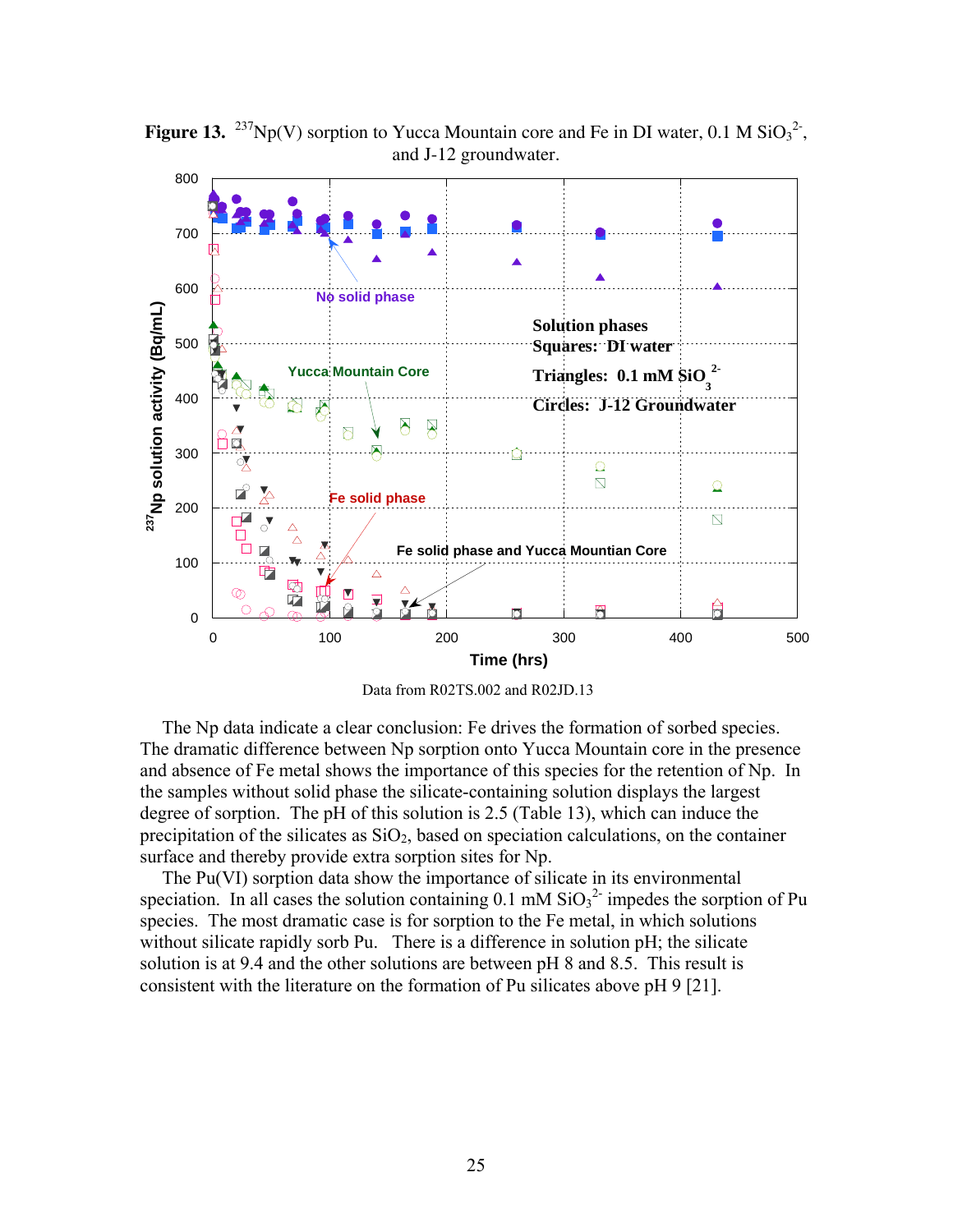**Figure 13.** $^{237}$Np(V) sorption to Yucca Mountain core and Fe in DI water, 0.1 M $SiO_3^{2-}$, and J-12 groundwater.

Data from R02TS.002 and R02JD.13

The Np data indicate a clear conclusion: Fe drives the formation of sorbed species. The dramatic difference between Np sorption onto Yucca Mountain core in the presence and absence of Fe metal shows the importance of this species for the retention of Np. In the samples without solid phase the silicate-containing solution displays the largest degree of sorption. The pH of this solution is 2.5 (Table 13), which can induce the precipitation of the silicates as $SiO_2$, based on speciation calculations, on the container surface and thereby provide extra sorption sites for Np.

The Pu(VI) sorption data show the importance of silicate in its environmental speciation. In all cases the solution containing 0.1 mM $SiO_3^{2-}$ impedes the sorption of Pu species. The most dramatic case is for sorption to the Fe metal, in which solutions without silicate rapidly sorb Pu. There is a difference in solution pH; the silicate solution is at 9.4 and the other solutions are between pH 8 and 8.5. This result is consistent with the literature on the formation of Pu silicates above pH 9 [21].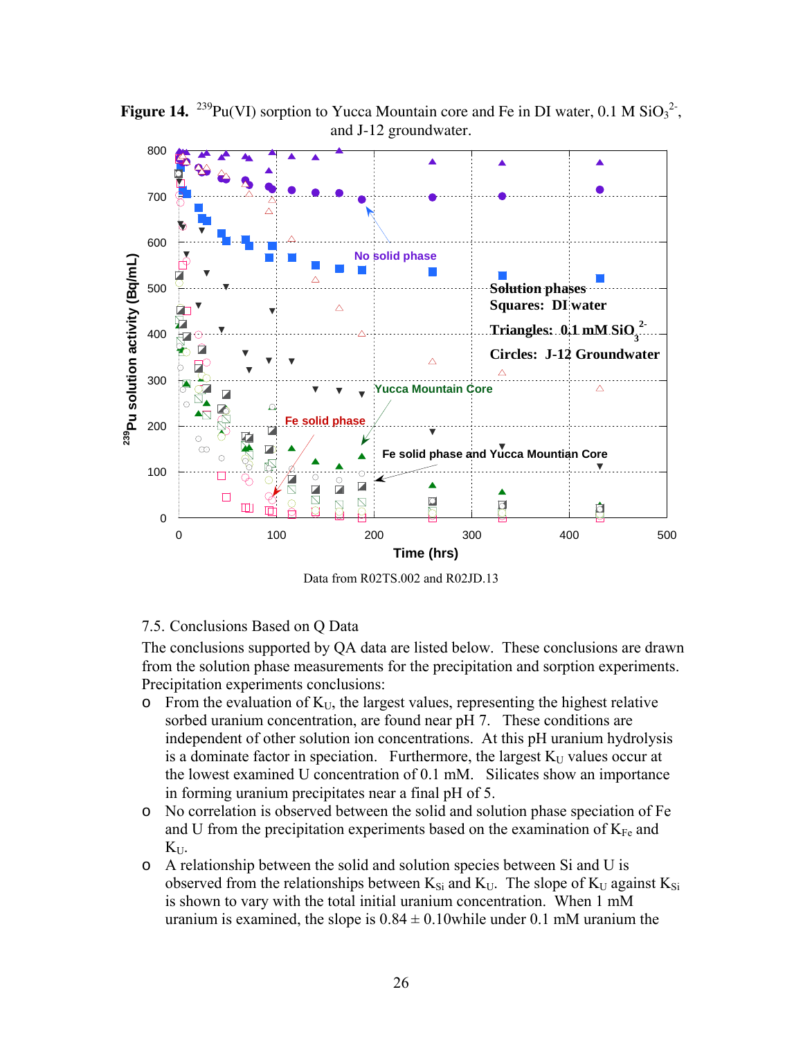**Figure 14.** $^{239}Pu(VI)$ sorption to Yucca Mountain core and Fe in DI water, 0.1 M $SiO_3^{2-}$, and J-12 groundwater.

Data from R02TS.002 and R02JD.13

7.5. Conclusions Based on Q Data

The conclusions supported by QA data are listed below. These conclusions are drawn from the solution phase measurements for the precipitation and sorption experiments. Precipitation experiments conclusions:

- From the evaluation of $K_U$, the largest values, representing the highest relative sorbed uranium concentration, are found near pH 7. These conditions are independent of other solution ion concentrations. At this pH uranium hydrolysis is a dominate factor in speciation. Furthermore, the largest $K_U$ values occur at the lowest examined U concentration of 0.1 mM. Silicates show an importance in forming uranium precipitates near a final pH of 5.
- No correlation is observed between the solid and solution phase speciation of Fe and U from the precipitation experiments based on the examination of $K_{Fe}$ and $K_U$.
- A relationship between the solid and solution species between Si and U is observed from the relationships between $K_{Si}$ and $K_U$. The slope of $K_U$ against $K_{Si}$ is shown to vary with the total initial uranium concentration. When 1 mM uranium is examined, the slope is 0.84 ± 0.10while under 0.1 mM uranium the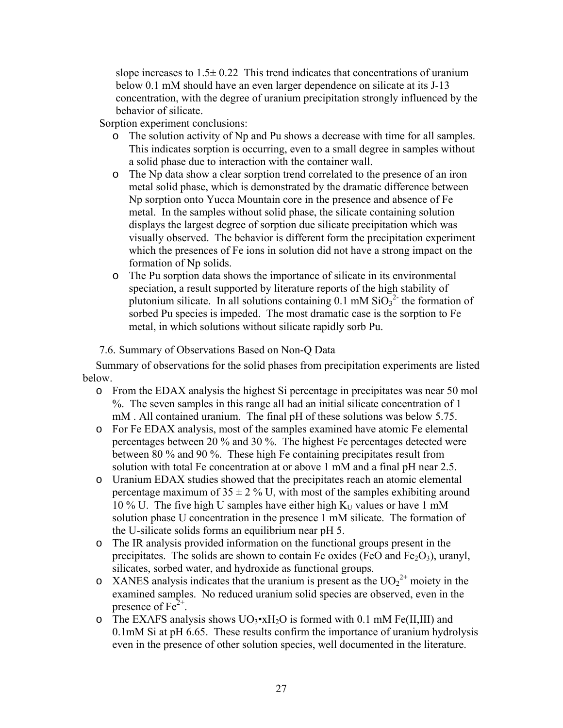slope increases to 1.5± 0.22 This trend indicates that concentrations of uranium below 0.1 mM should have an even larger dependence on silicate at its J-13 concentration, with the degree of uranium precipitation strongly influenced by the behavior of silicate.

Sorption experiment conclusions:

- The solution activity of Np and Pu shows a decrease with time for all samples. This indicates sorption is occurring, even to a small degree in samples without a solid phase due to interaction with the container wall.
- The Np data show a clear sorption trend correlated to the presence of an iron metal solid phase, which is demonstrated by the dramatic difference between Np sorption onto Yucca Mountain core in the presence and absence of Fe metal. In the samples without solid phase, the silicate containing solution displays the largest degree of sorption due silicate precipitation which was visually observed. The behavior is different form the precipitation experiment which the presences of Fe ions in solution did not have a strong impact on the formation of Np solids.
- The Pu sorption data shows the importance of silicate in its environmental speciation, a result supported by literature reports of the high stability of plutonium silicate. In all solutions containing 0.1 mM $SiO_3^{2-}$ the formation of sorbed Pu species is impeded. The most dramatic case is the sorption to Fe metal, in which solutions without silicate rapidly sorb Pu.

## 7.6. Summary of Observations Based on Non-Q Data

Summary of observations for the solid phases from precipitation experiments are listed below.

- From the EDAX analysis the highest Si percentage in precipitates was near 50 mol %. The seven samples in this range all had an initial silicate concentration of 1 mM . All contained uranium. The final pH of these solutions was below 5.75.
- For Fe EDAX analysis, most of the samples examined have atomic Fe elemental percentages between 20 % and 30 %. The highest Fe percentages detected were between 80 % and 90 %. These high Fe containing precipitates result from solution with total Fe concentration at or above 1 mM and a final pH near 2.5.
- Uranium EDAX studies showed that the precipitates reach an atomic elemental percentage maximum of 35 ± 2 % U, with most of the samples exhibiting around 10 % U. The five high U samples have either high $K_U$ values or have 1 mM solution phase U concentration in the presence 1 mM silicate. The formation of the U-silicate solids forms an equilibrium near pH 5.
- The IR analysis provided information on the functional groups present in the precipitates. The solids are shown to contain Fe oxides (FeO and $Fe_2O_3$), uranyl, silicates, sorbed water, and hydroxide as functional groups.
- XANES analysis indicates that the uranium is present as the $UO_2^{2+}$ moiety in the examined samples. No reduced uranium solid species are observed, even in the presence of $Fe^{2+}$.
- The EXAFS analysis shows $UO_3 \cdot xH_2O$ is formed with 0.1 mM Fe(II,III) and 0.1mM Si at pH 6.65. These results confirm the importance of uranium hydrolysis even in the presence of other solution species, well documented in the literature.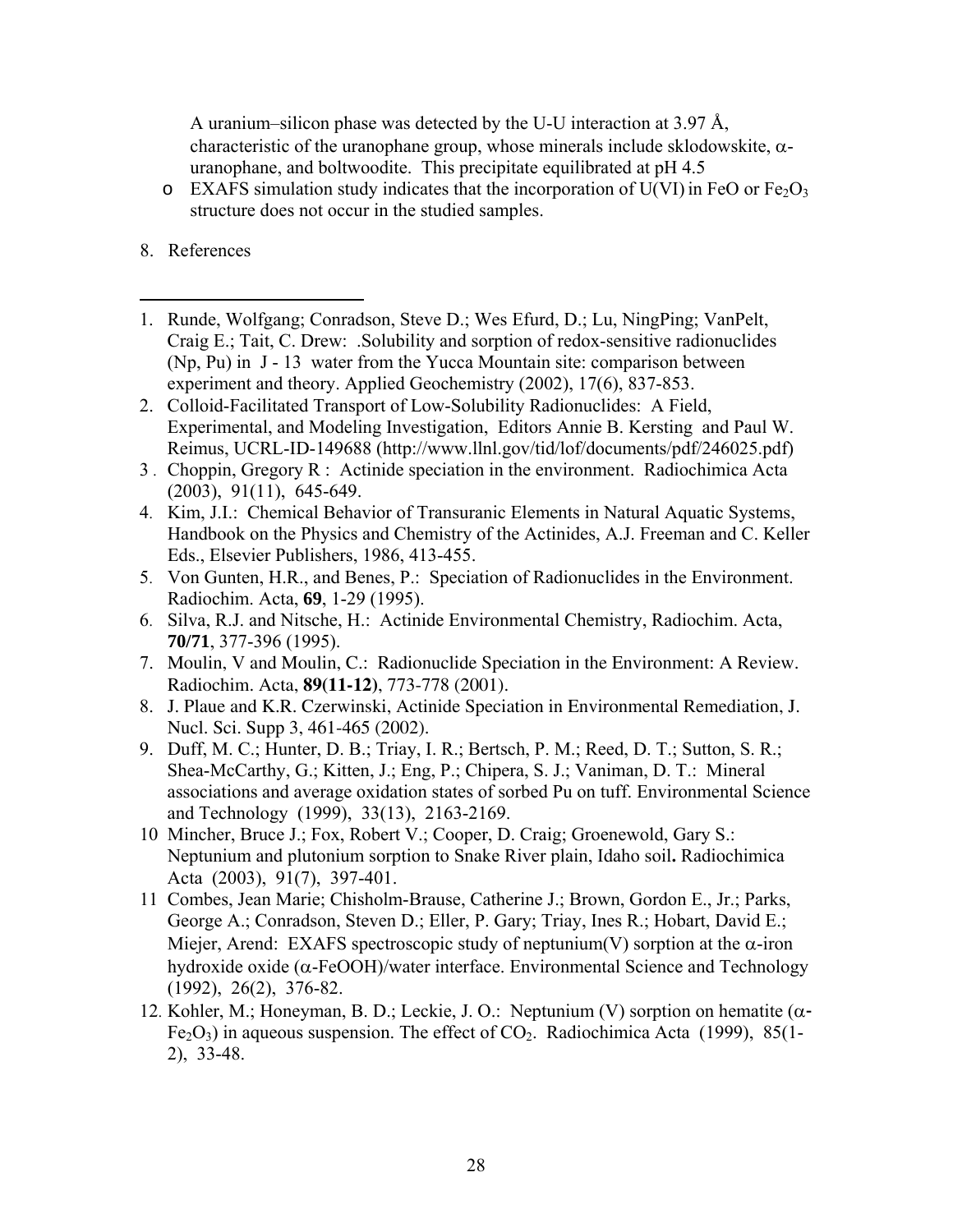A uranium–silicon phase was detected by the U-U interaction at 3.97 Å, characteristic of the uranophane group, whose minerals include sklodowskite, α-uranophane, and boltwoodite. This precipitate equilibrated at pH 4.5

- EXAFS simulation study indicates that the incorporation of U(VI) in FeO or $Fe_2O_3$ structure does not occur in the studied samples.

8. References

---

1. Runde, Wolfgang; Conradson, Steve D.; Wes Efurd, D.; Lu, NingPing; VanPelt, Craig E.; Tait, C. Drew: .Solubility and sorption of redox-sensitive radionuclides (Np, Pu) in J - 13 water from the Yucca Mountain site: comparison between experiment and theory. Applied Geochemistry (2002), 17(6), 837-853.
2. Colloid-Facilitated Transport of Low-Solubility Radionuclides: A Field, Experimental, and Modeling Investigation, Editors Annie B. Kersting and Paul W. Reimus, UCRL-ID-149688 (http://www.llnl.gov/tid/lof/documents/pdf/246025.pdf)
3. Choppin, Gregory R : Actinide speciation in the environment. Radiochimica Acta (2003), 91(11), 645-649.
4. Kim, J.I.: Chemical Behavior of Transuranic Elements in Natural Aquatic Systems, Handbook on the Physics and Chemistry of the Actinides, A.J. Freeman and C. Keller Eds., Elsevier Publishers, 1986, 413-455.
5. Von Gunten, H.R., and Benes, P.: Speciation of Radionuclides in the Environment. Radiochim. Acta, **69**, 1-29 (1995).
6. Silva, R.J. and Nitsche, H.: Actinide Environmental Chemistry, Radiochim. Acta, **70/71**, 377-396 (1995).
7. Moulin, V and Moulin, C.: Radionuclide Speciation in the Environment: A Review. Radiochim. Acta, **89(11-12)**, 773-778 (2001).
8. J. Plaue and K.R. Czerwinski, Actinide Speciation in Environmental Remediation, J. Nucl. Sci. Supp 3, 461-465 (2002).
9. Duff, M. C.; Hunter, D. B.; Triay, I. R.; Bertsch, P. M.; Reed, D. T.; Sutton, S. R.; Shea-McCarthy, G.; Kitten, J.; Eng, P.; Chipera, S. J.; Vaniman, D. T.: Mineral associations and average oxidation states of sorbed Pu on tuff. Environmental Science and Technology (1999), 33(13), 2163-2169.
10. Mincher, Bruce J.; Fox, Robert V.; Cooper, D. Craig; Groenewold, Gary S.: Neptunium and plutonium sorption to Snake River plain, Idaho soil**.** Radiochimica Acta (2003), 91(7), 397-401.
11. Combes, Jean Marie; Chisholm-Brause, Catherine J.; Brown, Gordon E., Jr.; Parks, George A.; Conradson, Steven D.; Eller, P. Gary; Triay, Ines R.; Hobart, David E.; Miejer, Arend: EXAFS spectroscopic study of neptunium(V) sorption at the α-iron hydroxide oxide (α-FeOOH)/water interface. Environmental Science and Technology (1992), 26(2), 376-82.
12. Kohler, M.; Honeyman, B. D.; Leckie, J. O.: Neptunium (V) sorption on hematite (α-$Fe_2O_3$) in aqueous suspension. The effect of $CO_2$. Radiochimica Acta (1999), 85(1-2), 33-48.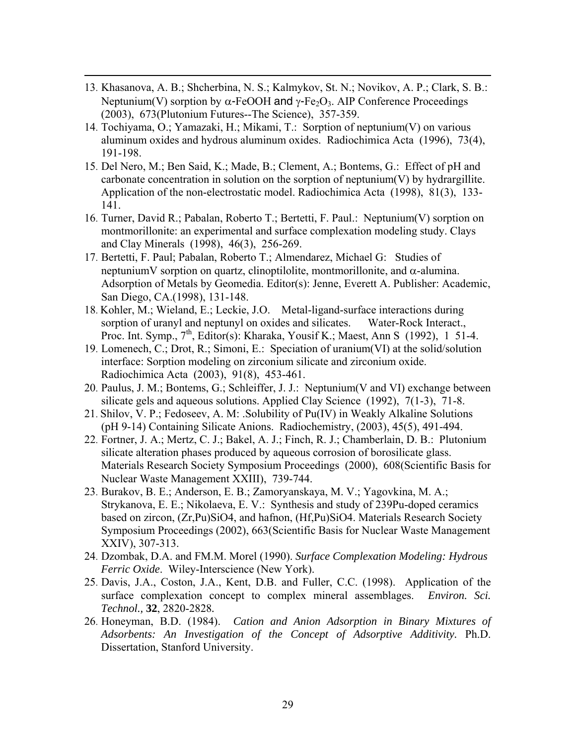13. Khasanova, A. B.; Shcherbina, N. S.; Kalmykov, St. N.; Novikov, A. P.; Clark, S. B.: Neptunium(V) sorption by $\alpha$-FeOOH and $\gamma$-$Fe_2O_3$. AIP Conference Proceedings (2003), 673(Plutonium Futures--The Science), 357-359.
14. Tochiyama, O.; Yamazaki, H.; Mikami, T.: Sorption of neptunium(V) on various aluminum oxides and hydrous aluminum oxides. Radiochimica Acta (1996), 73(4), 191-198.
15. Del Nero, M.; Ben Said, K.; Made, B.; Clement, A.; Bontems, G.: Effect of pH and carbonate concentration in solution on the sorption of neptunium(V) by hydrargillite. Application of the non-electrostatic model. Radiochimica Acta (1998), 81(3), 133-141.
16. Turner, David R.; Pabalan, Roberto T.; Bertetti, F. Paul.: Neptunium(V) sorption on montmorillonite: an experimental and surface complexation modeling study. Clays and Clay Minerals (1998), 46(3), 256-269.
17. Bertetti, F. Paul; Pabalan, Roberto T.; Almendarez, Michael G: Studies of neptuniumV sorption on quartz, clinoptilolite, montmorillonite, and $\alpha$-alumina. Adsorption of Metals by Geomedia. Editor(s): Jenne, Everett A. Publisher: Academic, San Diego, CA.(1998), 131-148.
18. Kohler, M.; Wieland, E.; Leckie, J.O. Metal-ligand-surface interactions during sorption of uranyl and neptunyl on oxides and silicates. Water-Rock Interact., Proc. Int. Symp., 7th, Editor(s): Kharaka, Yousif K.; Maest, Ann S (1992), 1 51-4.
19. Lomenech, C.; Drot, R.; Simoni, E.: Speciation of uranium(VI) at the solid/solution interface: Sorption modeling on zirconium silicate and zirconium oxide. Radiochimica Acta (2003), 91(8), 453-461.
20. Paulus, J. M.; Bontems, G.; Schleiffer, J. J.: Neptunium(V and VI) exchange between silicate gels and aqueous solutions. Applied Clay Science (1992), 7(1-3), 71-8.
21. Shilov, V. P.; Fedoseev, A. M: .Solubility of Pu(IV) in Weakly Alkaline Solutions (pH 9-14) Containing Silicate Anions. Radiochemistry, (2003), 45(5), 491-494.
22. Fortner, J. A.; Mertz, C. J.; Bakel, A. J.; Finch, R. J.; Chamberlain, D. B.: Plutonium silicate alteration phases produced by aqueous corrosion of borosilicate glass. Materials Research Society Symposium Proceedings (2000), 608(Scientific Basis for Nuclear Waste Management XXIII), 739-744.
23. Burakov, B. E.; Anderson, E. B.; Zamoryanskaya, M. V.; Yagovkina, M. A.; Strykanova, E. E.; Nikolaeva, E. V.: Synthesis and study of 239Pu-doped ceramics based on zircon, (Zr,Pu)SiO4, and hafnon, (Hf,Pu)SiO4. Materials Research Society Symposium Proceedings (2002), 663(Scientific Basis for Nuclear Waste Management XXIV), 307-313.
24. Dzombak, D.A. and FM.M. Morel (1990). *Surface Complexation Modeling: Hydrous Ferric Oxide*. Wiley-Interscience (New York).
25. Davis, J.A., Coston, J.A., Kent, D.B. and Fuller, C.C. (1998). Application of the surface complexation concept to complex mineral assemblages. *Environ. Sci. Technol.,* **32**, 2820-2828.
26. Honeyman, B.D. (1984). *Cation and Anion Adsorption in Binary Mixtures of Adsorbents: An Investigation of the Concept of Adsorptive Additivity.* Ph.D. Dissertation, Stanford University.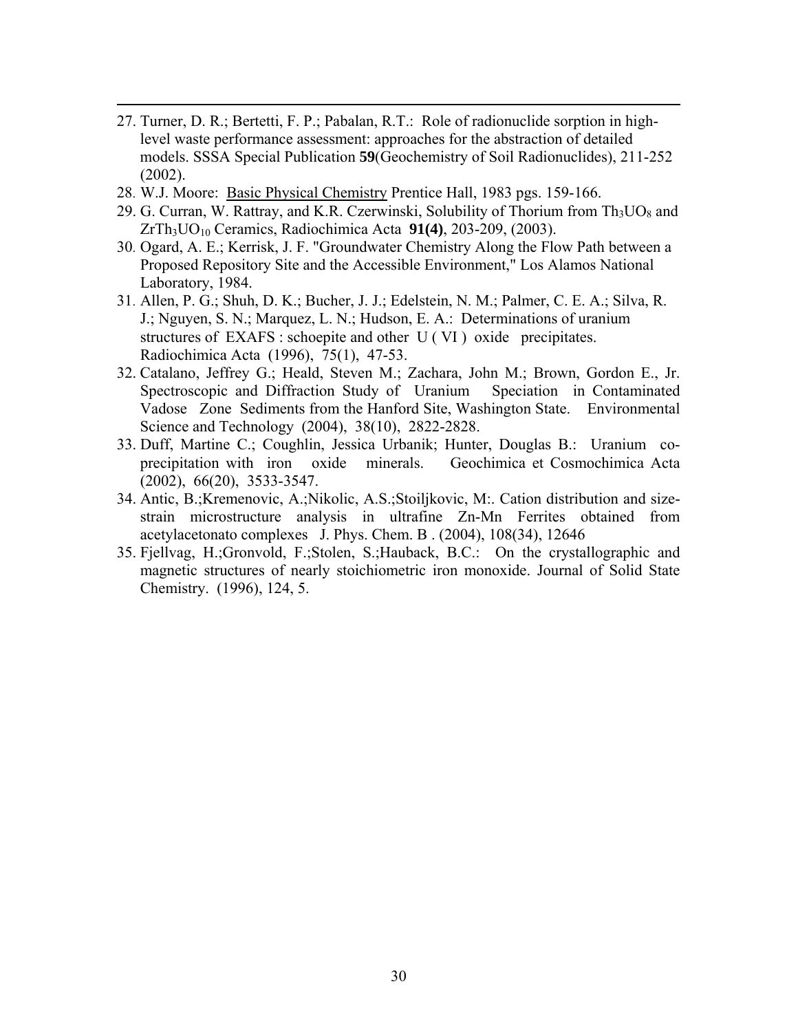27. Turner, D. R.; Bertetti, F. P.; Pabalan, R.T.: Role of radionuclide sorption in high-level waste performance assessment: approaches for the abstraction of detailed models. SSSA Special Publication **59**(Geochemistry of Soil Radionuclides), 211-252 (2002).
28. W.J. Moore: Basic Physical Chemistry Prentice Hall, 1983 pgs. 159-166.
29. G. Curran, W. Rattray, and K.R. Czerwinski, Solubility of Thorium from $Th_3UO_8$ and $ZrTh_3UO_{10}$ Ceramics, Radiochimica Acta **91(4)**, 203-209, (2003).
30. Ogard, A. E.; Kerrisk, J. F. "Groundwater Chemistry Along the Flow Path between a Proposed Repository Site and the Accessible Environment," Los Alamos National Laboratory, 1984.
31. Allen, P. G.; Shuh, D. K.; Bucher, J. J.; Edelstein, N. M.; Palmer, C. E. A.; Silva, R. J.; Nguyen, S. N.; Marquez, L. N.; Hudson, E. A.: Determinations of uranium structures of EXAFS : schoepite and other U ( VI ) oxide precipitates. Radiochimica Acta (1996), 75(1), 47-53.
32. Catalano, Jeffrey G.; Heald, Steven M.; Zachara, John M.; Brown, Gordon E., Jr. Spectroscopic and Diffraction Study of Uranium Speciation in Contaminated Vadose Zone Sediments from the Hanford Site, Washington State. Environmental Science and Technology (2004), 38(10), 2822-2828.
33. Duff, Martine C.; Coughlin, Jessica Urbanik; Hunter, Douglas B.: Uranium co-precipitation with iron oxide minerals. Geochimica et Cosmochimica Acta (2002), 66(20), 3533-3547.
34. Antic, B.;Kremenovic, A.;Nikolic, A.S.;Stoiljkovic, M:. Cation distribution and size-strain microstructure analysis in ultrafine Zn-Mn Ferrites obtained from acetylacetonato complexes J. Phys. Chem. B . (2004), 108(34), 12646
35. Fjellvag, H.;Gronvold, F.;Stolen, S.;Hauback, B.C.: On the crystallographic and magnetic structures of nearly stoichiometric iron monoxide. Journal of Solid State Chemistry. (1996), 124, 5.